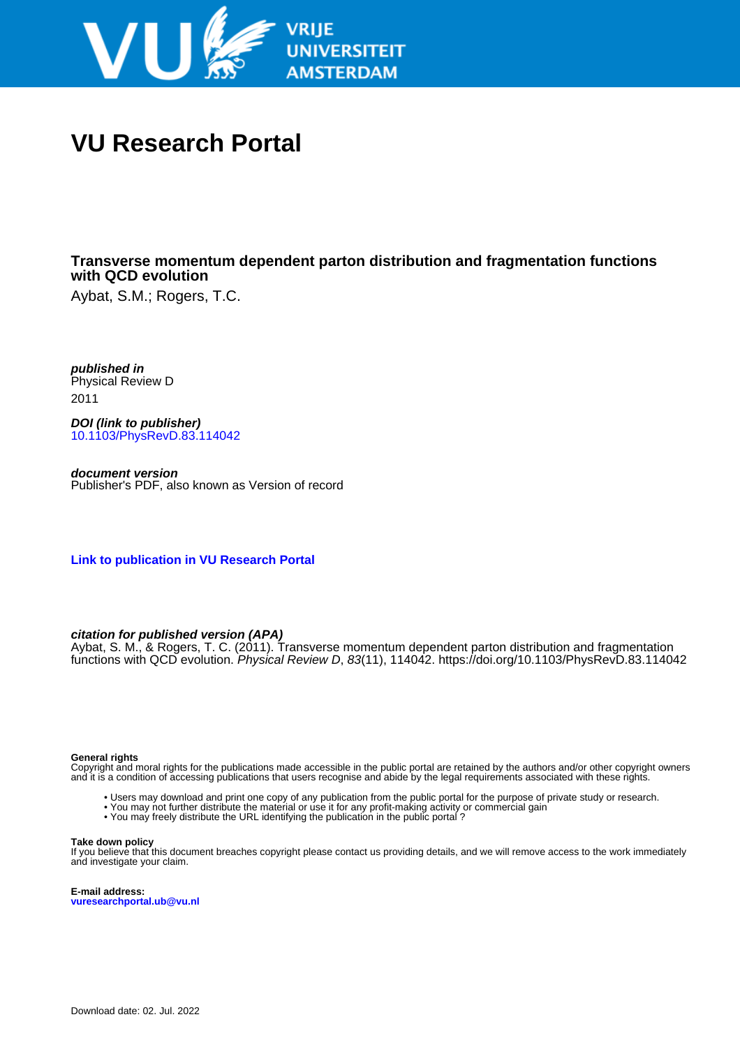# VU Research Portal

## Transverse momentum dependent parton distribution and fragmentation functions with QCD evolution

Aybat, S.M.; Rogers, T.C.

***published in***
Physical Review D
2011

***DOI (link to publisher)***
10.1103/PhysRevD.83.114042

***document version***
Publisher's PDF, also known as Version of record

**Link to publication in VU Research Portal**

***citation for published version (APA)***
Aybat, S. M., & Rogers, T. C. (2011). Transverse momentum dependent parton distribution and fragmentation functions with QCD evolution. *Physical Review D*, *83*(11), 114042. https://doi.org/10.1103/PhysRevD.83.114042

**General rights**
Copyright and moral rights for the publications made accessible in the public portal are retained by the authors and/or other copyright owners and it is a condition of accessing publications that users recognise and abide by the legal requirements associated with these rights.

- Users may download and print one copy of any publication from the public portal for the purpose of private study or research.
- You may not further distribute the material or use it for any profit-making activity or commercial gain
- You may freely distribute the URL identifying the publication in the public portal ?

**Take down policy**
If you believe that this document breaches copyright please contact us providing details, and we will remove access to the work immediately and investigate your claim.

**E-mail address:**
**vuresearchportal.ub@vu.nl**

Download date: 02. Jul. 2022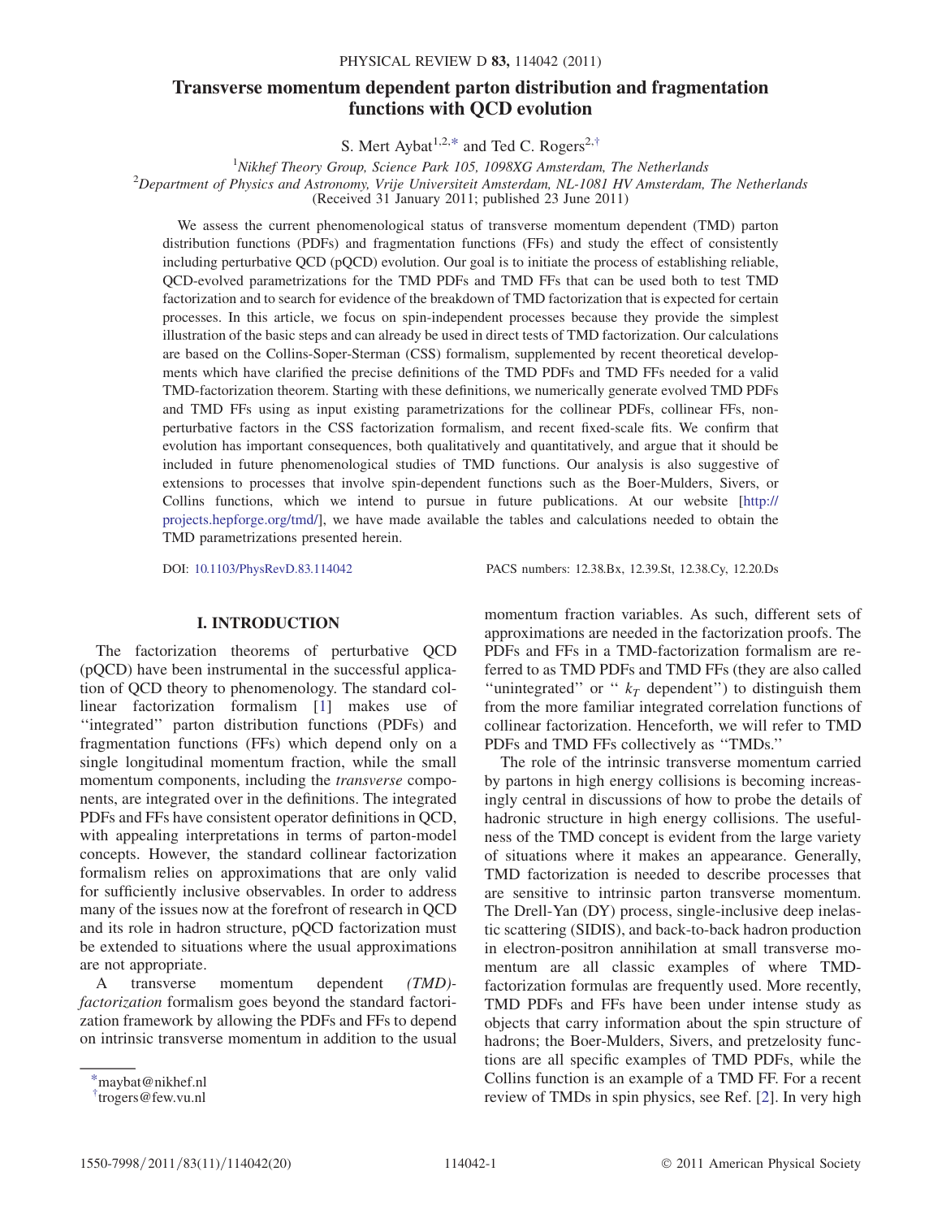# Transverse momentum dependent parton distribution and fragmentation functions with QCD evolution

S. Mert Aybat[1,2,*] and Ted C. Rogers[2,†]

[1]Nikhef Theory Group, Science Park 105, 1098XG Amsterdam, The Netherlands
[2]Department of Physics and Astronomy, Vrije Universiteit Amsterdam, NL-1081 HV Amsterdam, The Netherlands
(Received 31 January 2011; published 23 June 2011)

We assess the current phenomenological status of transverse momentum dependent (TMD) parton distribution functions (PDFs) and fragmentation functions (FFs) and study the effect of consistently including perturbative QCD (pQCD) evolution. Our goal is to initiate the process of establishing reliable, QCD-evolved parametrizations for the TMD PDFs and TMD FFs that can be used both to test TMD factorization and to search for evidence of the breakdown of TMD factorization that is expected for certain processes. In this article, we focus on spin-independent processes because they provide the simplest illustration of the basic steps and can already be used in direct tests of TMD factorization. Our calculations are based on the Collins-Soper-Sterman (CSS) formalism, supplemented by recent theoretical developments which have clarified the precise definitions of the TMD PDFs and TMD FFs needed for a valid TMD-factorization theorem. Starting with these definitions, we numerically generate evolved TMD PDFs and TMD FFs using as input existing parametrizations for the collinear PDFs, collinear FFs, nonperturbative factors in the CSS factorization formalism, and recent fixed-scale fits. We confirm that evolution has important consequences, both qualitatively and quantitatively, and argue that it should be included in future phenomenological studies of TMD functions. Our analysis is also suggestive of extensions to processes that involve spin-dependent functions such as the Boer-Mulders, Sivers, or Collins functions, which we intend to pursue in future publications. At our website [http://projects.hepforge.org/tmd/], we have made available the tables and calculations needed to obtain the TMD parametrizations presented herein.

DOI: 10.1103/PhysRevD.83.114042 PACS numbers: 12.38.Bx, 12.39.St, 12.38.Cy, 12.20.Ds

## I. INTRODUCTION

The factorization theorems of perturbative QCD (pQCD) have been instrumental in the successful application of QCD theory to phenomenology. The standard collinear factorization formalism [1] makes use of "integrated" parton distribution functions (PDFs) and fragmentation functions (FFs) which depend only on a single longitudinal momentum fraction, while the small momentum components, including the *transverse* components, are integrated over in the definitions. The integrated PDFs and FFs have consistent operator definitions in QCD, with appealing interpretations in terms of parton-model concepts. However, the standard collinear factorization formalism relies on approximations that are only valid for sufficiently inclusive observables. In order to address many of the issues now at the forefront of research in QCD and its role in hadron structure, pQCD factorization must be extended to situations where the usual approximations are not appropriate.

A transverse momentum dependent *(TMD)-factorization* formalism goes beyond the standard factorization framework by allowing the PDFs and FFs to depend on intrinsic transverse momentum in addition to the usual momentum fraction variables. As such, different sets of approximations are needed in the factorization proofs. The PDFs and FFs in a TMD-factorization formalism are referred to as TMD PDFs and TMD FFs (they are also called "unintegrated" or "$k_T$ dependent") to distinguish them from the more familiar integrated correlation functions of collinear factorization. Henceforth, we will refer to TMD PDFs and TMD FFs collectively as "TMDs."

The role of the intrinsic transverse momentum carried by partons in high energy collisions is becoming increasingly central in discussions of how to probe the details of hadronic structure in high energy collisions. The usefulness of the TMD concept is evident from the large variety of situations where it makes an appearance. Generally, TMD factorization is needed to describe processes that are sensitive to intrinsic parton transverse momentum. The Drell-Yan (DY) process, single-inclusive deep inelastic scattering (SIDIS), and back-to-back hadron production in electron-positron annihilation at small transverse momentum are all classic examples of where TMD-factorization formulas are frequently used. More recently, TMD PDFs and FFs have been under intense study as objects that carry information about the spin structure of hadrons; the Boer-Mulders, Sivers, and pretzelosity functions are all specific examples of TMD PDFs, while the Collins function is an example of a TMD FF. For a recent review of TMDs in spin physics, see Ref. [2]. In very high

---

*maybat@nikhef.nl
†trogers@few.vu.nl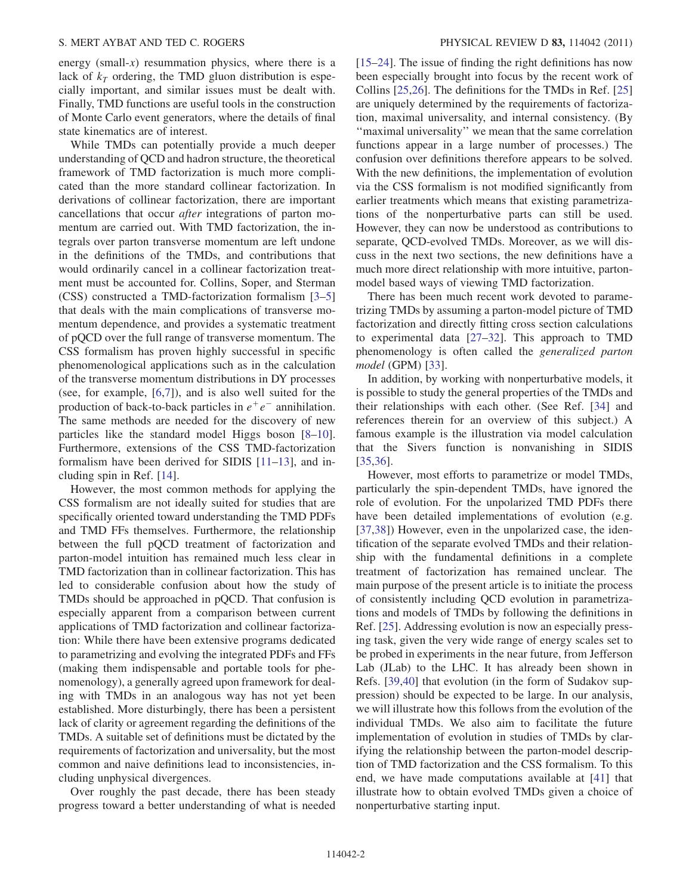energy (small-$x$) resummation physics, where there is a lack of $k_T$ ordering, the TMD gluon distribution is especially important, and similar issues must be dealt with. Finally, TMD functions are useful tools in the construction of Monte Carlo event generators, where the details of final state kinematics are of interest.

While TMDs can potentially provide a much deeper understanding of QCD and hadron structure, the theoretical framework of TMD factorization is much more complicated than the more standard collinear factorization. In derivations of collinear factorization, there are important cancellations that occur *after* integrations of parton momentum are carried out. With TMD factorization, the integrals over parton transverse momentum are left undone in the definitions of the TMDs, and contributions that would ordinarily cancel in a collinear factorization treatment must be accounted for. Collins, Soper, and Sterman (CSS) constructed a TMD-factorization formalism [3–5] that deals with the main complications of transverse momentum dependence, and provides a systematic treatment of pQCD over the full range of transverse momentum. The CSS formalism has proven highly successful in specific phenomenological applications such as in the calculation of the transverse momentum distributions in DY processes (see, for example, [6,7]), and is also well suited for the production of back-to-back particles in $e^+e^-$ annihilation. The same methods are needed for the discovery of new particles like the standard model Higgs boson [8–10]. Furthermore, extensions of the CSS TMD-factorization formalism have been derived for SIDIS [11–13], and including spin in Ref. [14].

However, the most common methods for applying the CSS formalism are not ideally suited for studies that are specifically oriented toward understanding the TMD PDFs and TMD FFs themselves. Furthermore, the relationship between the full pQCD treatment of factorization and parton-model intuition has remained much less clear in TMD factorization than in collinear factorization. This has led to considerable confusion about how the study of TMDs should be approached in pQCD. That confusion is especially apparent from a comparison between current applications of TMD factorization and collinear factorization: While there have been extensive programs dedicated to parametrizing and evolving the integrated PDFs and FFs (making them indispensable and portable tools for phenomenology), a generally agreed upon framework for dealing with TMDs in an analogous way has not yet been established. More disturbingly, there has been a persistent lack of clarity or agreement regarding the definitions of the TMDs. A suitable set of definitions must be dictated by the requirements of factorization and universality, but the most common and naive definitions lead to inconsistencies, including unphysical divergences.

Over roughly the past decade, there has been steady progress toward a better understanding of what is needed [15–24]. The issue of finding the right definitions has now been especially brought into focus by the recent work of Collins [25,26]. The definitions for the TMDs in Ref. [25] are uniquely determined by the requirements of factorization, maximal universality, and internal consistency. (By "maximal universality" we mean that the same correlation functions appear in a large number of processes.) The confusion over definitions therefore appears to be solved. With the new definitions, the implementation of evolution via the CSS formalism is not modified significantly from earlier treatments which means that existing parametrizations of the nonperturbative parts can still be used. However, they can now be understood as contributions to separate, QCD-evolved TMDs. Moreover, as we will discuss in the next two sections, the new definitions have a much more direct relationship with more intuitive, parton-model based ways of viewing TMD factorization.

There has been much recent work devoted to parametrizing TMDs by assuming a parton-model picture of TMD factorization and directly fitting cross section calculations to experimental data [27–32]. This approach to TMD phenomenology is often called the *generalized parton model* (GPM) [33].

In addition, by working with nonperturbative models, it is possible to study the general properties of the TMDs and their relationships with each other. (See Ref. [34] and references therein for an overview of this subject.) A famous example is the illustration via model calculation that the Sivers function is nonvanishing in SIDIS [35,36].

However, most efforts to parametrize or model TMDs, particularly the spin-dependent TMDs, have ignored the role of evolution. For the unpolarized TMD PDFs there have been detailed implementations of evolution (e.g. [37,38]) However, even in the unpolarized case, the identification of the separate evolved TMDs and their relationship with the fundamental definitions in a complete treatment of factorization has remained unclear. The main purpose of the present article is to initiate the process of consistently including QCD evolution in parametrizations and models of TMDs by following the definitions in Ref. [25]. Addressing evolution is now an especially pressing task, given the very wide range of energy scales set to be probed in experiments in the near future, from Jefferson Lab (JLab) to the LHC. It has already been shown in Refs. [39,40] that evolution (in the form of Sudakov suppression) should be expected to be large. In our analysis, we will illustrate how this follows from the evolution of the individual TMDs. We also aim to facilitate the future implementation of evolution in studies of TMDs by clarifying the relationship between the parton-model description of TMD factorization and the CSS formalism. To this end, we have made computations available at [41] that illustrate how to obtain evolved TMDs given a choice of nonperturbative starting input.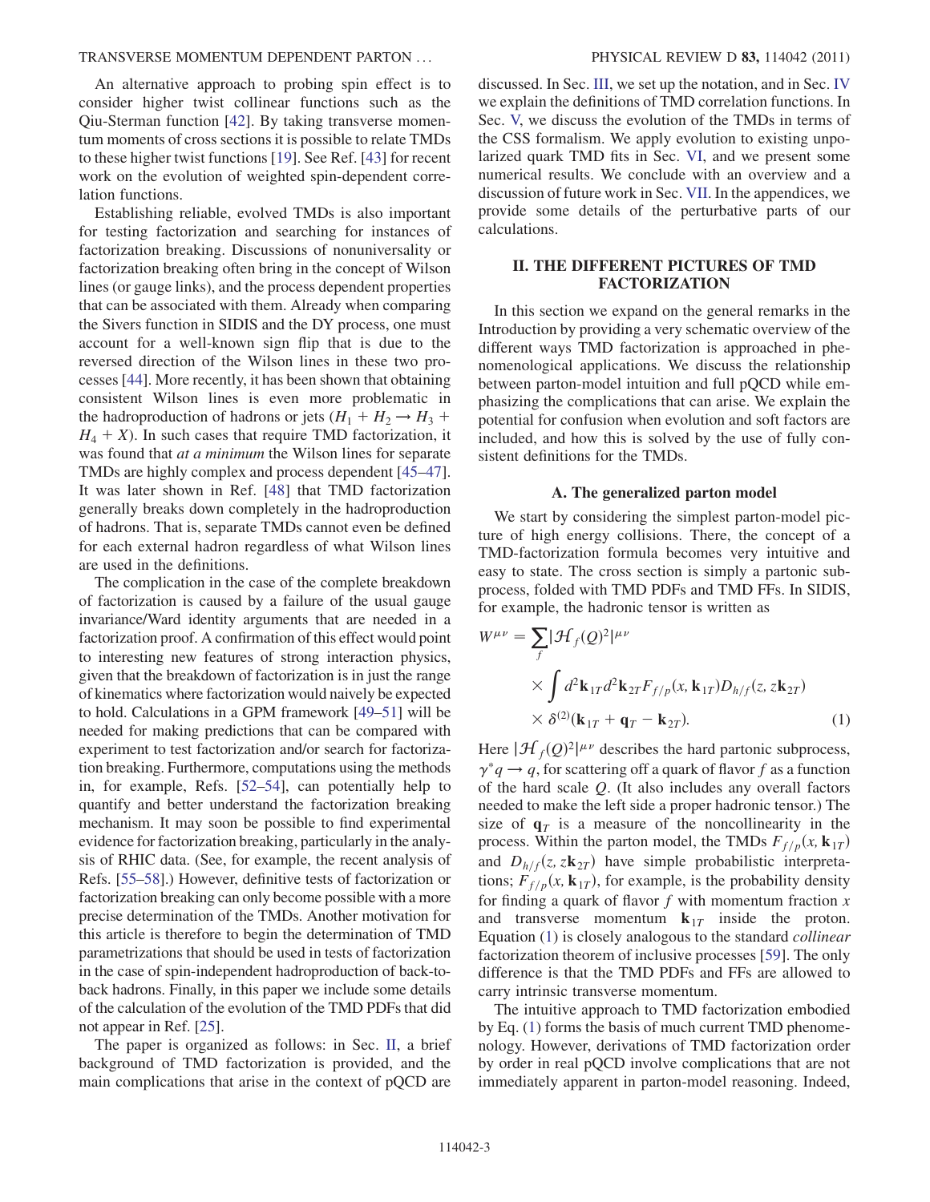An alternative approach to probing spin effect is to consider higher twist collinear functions such as the Qiu-Sterman function [42]. By taking transverse momentum moments of cross sections it is possible to relate TMDs to these higher twist functions [19]. See Ref. [43] for recent work on the evolution of weighted spin-dependent correlation functions.

Establishing reliable, evolved TMDs is also important for testing factorization and searching for instances of factorization breaking. Discussions of nonuniversality or factorization breaking often bring in the concept of Wilson lines (or gauge links), and the process dependent properties that can be associated with them. Already when comparing the Sivers function in SIDIS and the DY process, one must account for a well-known sign flip that is due to the reversed direction of the Wilson lines in these two processes [44]. More recently, it has been shown that obtaining consistent Wilson lines is even more problematic in the hadroproduction of hadrons or jets ($H_1 + H_2 \rightarrow H_3 + H_4 + X$). In such cases that require TMD factorization, it was found that *at a minimum* the Wilson lines for separate TMDs are highly complex and process dependent [45–47]. It was later shown in Ref. [48] that TMD factorization generally breaks down completely in the hadroproduction of hadrons. That is, separate TMDs cannot even be defined for each external hadron regardless of what Wilson lines are used in the definitions.

The complication in the case of the complete breakdown of factorization is caused by a failure of the usual gauge invariance/Ward identity arguments that are needed in a factorization proof. A confirmation of this effect would point to interesting new features of strong interaction physics, given that the breakdown of factorization is in just the range of kinematics where factorization would naively be expected to hold. Calculations in a GPM framework [49–51] will be needed for making predictions that can be compared with experiment to test factorization and/or search for factorization breaking. Furthermore, computations using the methods in, for example, Refs. [52–54], can potentially help to quantify and better understand the factorization breaking mechanism. It may soon be possible to find experimental evidence for factorization breaking, particularly in the analysis of RHIC data. (See, for example, the recent analysis of Refs. [55–58].) However, definitive tests of factorization or factorization breaking can only become possible with a more precise determination of the TMDs. Another motivation for this article is therefore to begin the determination of TMD parametrizations that should be used in tests of factorization in the case of spin-independent hadroproduction of back-to-back hadrons. Finally, in this paper we include some details of the calculation of the evolution of the TMD PDFs that did not appear in Ref. [25].

The paper is organized as follows: in Sec. II, a brief background of TMD factorization is provided, and the main complications that arise in the context of pQCD are discussed. In Sec. III, we set up the notation, and in Sec. IV we explain the definitions of TMD correlation functions. In Sec. V, we discuss the evolution of the TMDs in terms of the CSS formalism. We apply evolution to existing unpolarized quark TMD fits in Sec. VI, and we present some numerical results. We conclude with an overview and a discussion of future work in Sec. VII. In the appendices, we provide some details of the perturbative parts of our calculations.

## II. THE DIFFERENT PICTURES OF TMD FACTORIZATION

In this section we expand on the general remarks in the Introduction by providing a very schematic overview of the different ways TMD factorization is approached in phenomenological applications. We discuss the relationship between parton-model intuition and full pQCD while emphasizing the complications that can arise. We explain the potential for confusion when evolution and soft factors are included, and how this is solved by the use of fully consistent definitions for the TMDs.

### A. The generalized parton model

We start by considering the simplest parton-model picture of high energy collisions. There, the concept of a TMD-factorization formula becomes very intuitive and easy to state. The cross section is simply a partonic subprocess, folded with TMD PDFs and TMD FFs. In SIDIS, for example, the hadronic tensor is written as

$$W^{\mu\nu} = \sum_f |\mathcal{H}_f(Q)^2|^{\mu\nu} \times \int d^2\mathbf{k}_{1T} d^2\mathbf{k}_{2T} F_{f/p}(x, \mathbf{k}_{1T}) D_{h/f}(z, z\mathbf{k}_{2T}) \times \delta^{(2)}(\mathbf{k}_{1T} + \mathbf{q}_T - \mathbf{k}_{2T}). \tag{1}$$

Here $|\mathcal{H}_f(Q)^2|^{\mu\nu}$ describes the hard partonic subprocess, $\gamma^* q \rightarrow q$, for scattering off a quark of flavor $f$ as a function of the hard scale $Q$. (It also includes any overall factors needed to make the left side a proper hadronic tensor.) The size of $\mathbf{q}_T$ is a measure of the noncollinearity in the process. Within the parton model, the TMDs $F_{f/p}(x, \mathbf{k}_{1T})$ and $D_{h/f}(z, z\mathbf{k}_{2T})$ have simple probabilistic interpretations; $F_{f/p}(x, \mathbf{k}_{1T})$, for example, is the probability density for finding a quark of flavor $f$ with momentum fraction $x$ and transverse momentum $\mathbf{k}_{1T}$ inside the proton. Equation (1) is closely analogous to the standard *collinear* factorization theorem of inclusive processes [59]. The only difference is that the TMD PDFs and FFs are allowed to carry intrinsic transverse momentum.

The intuitive approach to TMD factorization embodied by Eq. (1) forms the basis of much current TMD phenomenology. However, derivations of TMD factorization order by order in real pQCD involve complications that are not immediately apparent in parton-model reasoning. Indeed,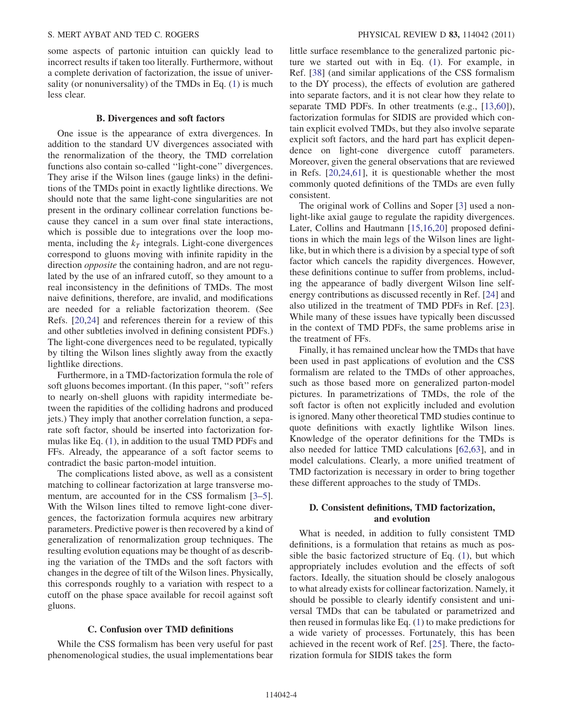some aspects of partonic intuition can quickly lead to incorrect results if taken too literally. Furthermore, without a complete derivation of factorization, the issue of universality (or nonuniversality) of the TMDs in Eq. (1) is much less clear.

### B. Divergences and soft factors

One issue is the appearance of extra divergences. In addition to the standard UV divergences associated with the renormalization of the theory, the TMD correlation functions also contain so-called "light-cone" divergences. They arise if the Wilson lines (gauge links) in the definitions of the TMDs point in exactly lightlike directions. We should note that the same light-cone singularities are not present in the ordinary collinear correlation functions because they cancel in a sum over final state interactions, which is possible due to integrations over the loop momenta, including the $k_T$ integrals. Light-cone divergences correspond to gluons moving with infinite rapidity in the direction *opposite* the containing hadron, and are not regulated by the use of an infrared cutoff, so they amount to a real inconsistency in the definitions of TMDs. The most naive definitions, therefore, are invalid, and modifications are needed for a reliable factorization theorem. (See Refs. [20,24] and references therein for a review of this and other subtleties involved in defining consistent PDFs.) The light-cone divergences need to be regulated, typically by tilting the Wilson lines slightly away from the exactly lightlike directions.

Furthermore, in a TMD-factorization formula the role of soft gluons becomes important. (In this paper, "soft" refers to nearly on-shell gluons with rapidity intermediate between the rapidities of the colliding hadrons and produced jets.) They imply that another correlation function, a separate soft factor, should be inserted into factorization formulas like Eq. (1), in addition to the usual TMD PDFs and FFs. Already, the appearance of a soft factor seems to contradict the basic parton-model intuition.

The complications listed above, as well as a consistent matching to collinear factorization at large transverse momentum, are accounted for in the CSS formalism [3–5]. With the Wilson lines tilted to remove light-cone divergences, the factorization formula acquires new arbitrary parameters. Predictive power is then recovered by a kind of generalization of renormalization group techniques. The resulting evolution equations may be thought of as describing the variation of the TMDs and the soft factors with changes in the degree of tilt of the Wilson lines. Physically, this corresponds roughly to a variation with respect to a cutoff on the phase space available for recoil against soft gluons.

### C. Confusion over TMD definitions

While the CSS formalism has been very useful for past phenomenological studies, the usual implementations bear little surface resemblance to the generalized partonic picture we started out with in Eq. (1). For example, in Ref. [38] (and similar applications of the CSS formalism to the DY process), the effects of evolution are gathered into separate factors, and it is not clear how they relate to separate TMD PDFs. In other treatments (e.g., [13,60]), factorization formulas for SIDIS are provided which contain explicit evolved TMDs, but they also involve separate explicit soft factors, and the hard part has explicit dependence on light-cone divergence cutoff parameters. Moreover, given the general observations that are reviewed in Refs. [20,24,61], it is questionable whether the most commonly quoted definitions of the TMDs are even fully consistent.

The original work of Collins and Soper [3] used a non-light-like axial gauge to regulate the rapidity divergences. Later, Collins and Hautmann [15,16,20] proposed definitions in which the main legs of the Wilson lines are lightlike, but in which there is a division by a special type of soft factor which cancels the rapidity divergences. However, these definitions continue to suffer from problems, including the appearance of badly divergent Wilson line self-energy contributions as discussed recently in Ref. [24] and also utilized in the treatment of TMD PDFs in Ref. [23]. While many of these issues have typically been discussed in the context of TMD PDFs, the same problems arise in the treatment of FFs.

Finally, it has remained unclear how the TMDs that have been used in past applications of evolution and the CSS formalism are related to the TMDs of other approaches, such as those based more on generalized parton-model pictures. In parametrizations of TMDs, the role of the soft factor is often not explicitly included and evolution is ignored. Many other theoretical TMD studies continue to quote definitions with exactly lightlike Wilson lines. Knowledge of the operator definitions for the TMDs is also needed for lattice TMD calculations [62,63], and in model calculations. Clearly, a more unified treatment of TMD factorization is necessary in order to bring together these different approaches to the study of TMDs.

### D. Consistent definitions, TMD factorization, and evolution

What is needed, in addition to fully consistent TMD definitions, is a formulation that retains as much as possible the basic factorized structure of Eq. (1), but which appropriately includes evolution and the effects of soft factors. Ideally, the situation should be closely analogous to what already exists for collinear factorization. Namely, it should be possible to clearly identify consistent and universal TMDs that can be tabulated or parametrized and then reused in formulas like Eq. (1) to make predictions for a wide variety of processes. Fortunately, this has been achieved in the recent work of Ref. [25]. There, the factorization formula for SIDIS takes the form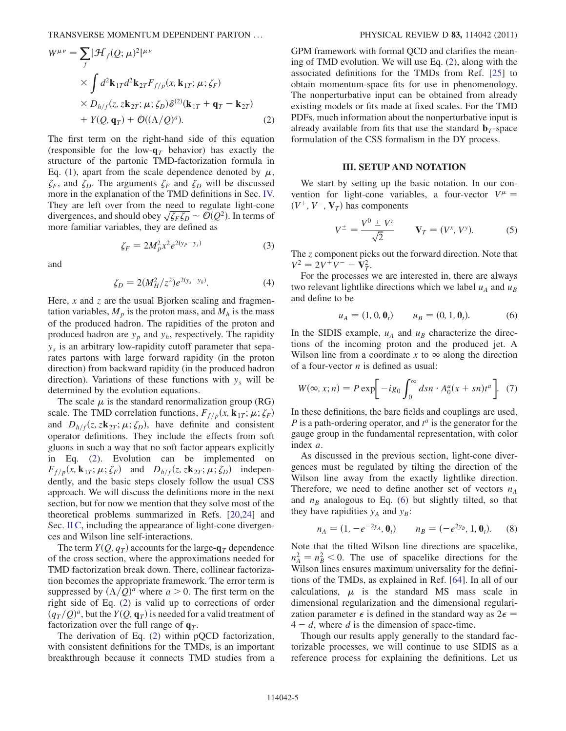$$
\begin{aligned}
W^{\mu\nu} = &\sum_f |\mathcal{H}_f(Q;\mu)^2|^{\mu\nu} \\
&\times \int d^2\mathbf{k}_{1T} d^2\mathbf{k}_{2T} F_{f/p}(x, \mathbf{k}_{1T}; \mu; \zeta_F) \\
&\times D_{h/f}(z, z\mathbf{k}_{2T}; \mu; \zeta_D) \delta^{(2)}(\mathbf{k}_{1T} + \mathbf{q}_T - \mathbf{k}_{2T}) \\
&+ Y(Q, \mathbf{q}_T) + \mathcal{O}((\Lambda/Q)^a).
\end{aligned} \tag{2}
$$

The first term on the right-hand side of this equation (responsible for the low-$\mathbf{q}_T$ behavior) has exactly the structure of the partonic TMD-factorization formula in Eq. (1), apart from the scale dependence denoted by $\mu$, $\zeta_F$, and $\zeta_D$. The arguments $\zeta_F$ and $\zeta_D$ will be discussed more in the explanation of the TMD definitions in Sec. IV. They are left over from the need to regulate light-cone divergences, and should obey $\sqrt{\zeta_F \zeta_D} \sim \mathcal{O}(Q^2)$. In terms of more familiar variables, they are defined as

$$
\zeta_F = 2M_p^2 x^2 e^{2(y_P - y_s)} \tag{3}
$$

and

$$
\zeta_D = 2(M_H^2/z^2) e^{2(y_s - y_h)}. \tag{4}
$$

Here, $x$ and $z$ are the usual Bjorken scaling and fragmentation variables, $M_p$ is the proton mass, and $M_h$ is the mass of the produced hadron. The rapidities of the proton and produced hadron are $y_p$ and $y_h$, respectively. The rapidity $y_s$ is an arbitrary low-rapidity cutoff parameter that separates partons with large forward rapidity (in the proton direction) from backward rapidity (in the produced hadron direction). Variations of these functions with $y_s$ will be determined by the evolution equations.

The scale $\mu$ is the standard renormalization group (RG) scale. The TMD correlation functions, $F_{f/p}(x, \mathbf{k}_{1T}; \mu; \zeta_F)$ and $D_{h/f}(z, z\mathbf{k}_{2T}; \mu; \zeta_D)$, have definite and consistent operator definitions. They include the effects from soft gluons in such a way that no soft factor appears explicitly in Eq. (2). Evolution can be implemented on $F_{f/p}(x, \mathbf{k}_{1T}; \mu; \zeta_F)$ and $D_{h/f}(z, z\mathbf{k}_{2T}; \mu; \zeta_D)$ independently, and the basic steps closely follow the usual CSS approach. We will discuss the definitions more in the next section, but for now we mention that they solve most of the theoretical problems summarized in Refs. [20,24] and Sec. II C, including the appearance of light-cone divergences and Wilson line self-interactions.

The term $Y(Q, q_T)$ accounts for the large-$\mathbf{q}_T$ dependence of the cross section, where the approximations needed for TMD factorization break down. There, collinear factorization becomes the appropriate framework. The error term is suppressed by $(\Lambda/Q)^a$ where $a > 0$. The first term on the right side of Eq. (2) is valid up to corrections of order $(q_T/Q)^a$, but the $Y(Q, \mathbf{q}_T)$ is needed for a valid treatment of factorization over the full range of $\mathbf{q}_T$.

The derivation of Eq. (2) within pQCD factorization, with consistent definitions for the TMDs, is an important breakthrough because it connects TMD studies from a GPM framework with formal QCD and clarifies the meaning of TMD evolution. We will use Eq. (2), along with the associated definitions for the TMDs from Ref. [25] to obtain momentum-space fits for use in phenomenology. The nonperturbative input can be obtained from already existing models or fits made at fixed scales. For the TMD PDFs, much information about the nonperturbative input is already available from fits that use the standard $\mathbf{b}_T$-space formulation of the CSS formalism in the DY process.

## III. SETUP AND NOTATION

We start by setting up the basic notation. In our convention for light-cone variables, a four-vector $V^\mu = (V^+, V^-, \mathbf{V}_T)$ has components

$$
V^\pm = \frac{V^0 \pm V^z}{\sqrt{2}} \qquad \mathbf{V}_T = (V^x, V^y). \tag{5}
$$

The $z$ component picks out the forward direction. Note that $V^2 = 2V^+V^- - \mathbf{V}_T^2$.

For the processes we are interested in, there are always two relevant lightlike directions which we label $u_A$ and $u_B$ and define to be

$$
u_A = (1, 0, \mathbf{0}_t) \qquad u_B = (0, 1, \mathbf{0}_t). \tag{6}
$$

In the SIDIS example, $u_A$ and $u_B$ characterize the directions of the incoming proton and the produced jet. A Wilson line from a coordinate $x$ to $\infty$ along the direction of a four-vector $n$ is defined as usual:

$$
W(\infty, x; n) = P \exp\left[ -ig_0 \int_0^\infty ds n \cdot A_0^a(x + sn) t^a \right]. \tag{7}
$$

In these definitions, the bare fields and couplings are used, $P$ is a path-ordering operator, and $t^a$ is the generator for the gauge group in the fundamental representation, with color index $a$.

As discussed in the previous section, light-cone divergences must be regulated by tilting the direction of the Wilson line away from the exactly lightlike direction. Therefore, we need to define another set of vectors $n_A$ and $n_B$ analogous to Eq. (6) but slightly tilted, so that they have rapidities $y_A$ and $y_B$:

$$
n_A = (1, -e^{-2y_A}, \mathbf{0}_t) \qquad n_B = (-e^{2y_B}, 1, \mathbf{0}_t). \tag{8}
$$

Note that the tilted Wilson line directions are spacelike, $n_A^2 = n_B^2 < 0$. The use of spacelike directions for the Wilson lines ensures maximum universality for the definitions of the TMDs, as explained in Ref. [64]. In all of our calculations, $\mu$ is the standard $\overline{\text{MS}}$ mass scale in dimensional regularization and the dimensional regularization parameter $\epsilon$ is defined in the standard way as $2\epsilon = 4 - d$, where $d$ is the dimension of space-time.

Though our results apply generally to the standard factorizable processes, we will continue to use SIDIS as a reference process for explaining the definitions. Let us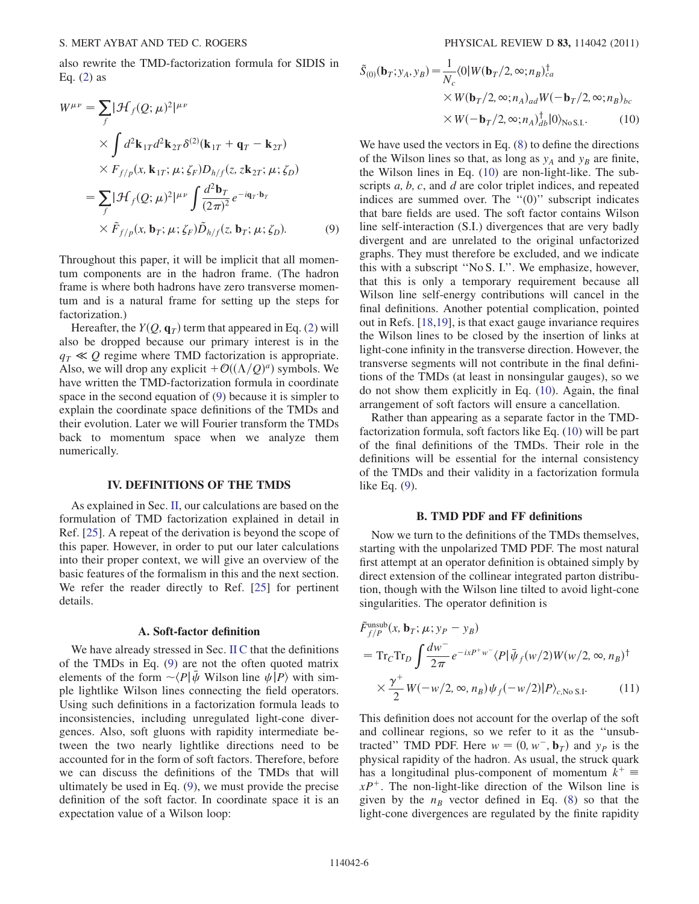also rewrite the TMD-factorization formula for SIDIS in Eq. (2) as

$$
\begin{aligned}
W^{\mu\nu} &= \sum_f |\mathcal{H}_f(Q;\mu)^2|^{\mu\nu} \\
&\quad \times \int d^2\mathbf{k}_{1T} d^2\mathbf{k}_{2T} \delta^{(2)}(\mathbf{k}_{1T} + \mathbf{q}_T - \mathbf{k}_{2T}) \\
&\quad \times F_{f/p}(x, \mathbf{k}_{1T};\mu;\zeta_F) D_{h/f}(z, z\mathbf{k}_{2T};\mu;\zeta_D) \\
&= \sum_f |\mathcal{H}_f(Q;\mu)^2|^{\mu\nu} \int \frac{d^2\mathbf{b}_T}{(2\pi)^2} e^{-i\mathbf{q}_T\cdot\mathbf{b}_T} \\
&\quad \times \tilde{F}_{f/p}(x, \mathbf{b}_T;\mu;\zeta_F) \tilde{D}_{h/f}(z, \mathbf{b}_T;\mu;\zeta_D). \qquad (9)
\end{aligned}
$$

Throughout this paper, it will be implicit that all momentum components are in the hadron frame. (The hadron frame is where both hadrons have zero transverse momentum and is a natural frame for setting up the steps for factorization.)

Hereafter, the $Y(Q, \mathbf{q}_T)$ term that appeared in Eq. (2) will also be dropped because our primary interest is in the $q_T \ll Q$ regime where TMD factorization is appropriate. Also, we will drop any explicit $+\mathcal{O}((\Lambda/Q)^a)$ symbols. We have written the TMD-factorization formula in coordinate space in the second equation of (9) because it is simpler to explain the coordinate space definitions of the TMDs and their evolution. Later we will Fourier transform the TMDs back to momentum space when we analyze them numerically.

## IV. DEFINITIONS OF THE TMDS

As explained in Sec. II, our calculations are based on the formulation of TMD factorization explained in detail in Ref. [25]. A repeat of the derivation is beyond the scope of this paper. However, in order to put our later calculations into their proper context, we will give an overview of the basic features of the formalism in this and the next section. We refer the reader directly to Ref. [25] for pertinent details.

### A. Soft-factor definition

We have already stressed in Sec. II C that the definitions of the TMDs in Eq. (9) are not the often quoted matrix elements of the form $\sim\langle P|\bar{\psi}$ Wilson line $\psi|P\rangle$ with simple lightlike Wilson lines connecting the field operators. Using such definitions in a factorization formula leads to inconsistencies, including unregulated light-cone divergences. Also, soft gluons with rapidity intermediate between the two nearly lightlike directions need to be accounted for in the form of soft factors. Therefore, before we can discuss the definitions of the TMDs that will ultimately be used in Eq. (9), we must provide the precise definition of the soft factor. In coordinate space it is an expectation value of a Wilson loop:

$$
\begin{aligned}
\tilde{S}_{(0)}(\mathbf{b}_T; y_A, y_B) = \frac{1}{N_c} &\langle 0|W(\mathbf{b}_T/2, \infty; n_B)^\dagger_{ca} \\
&\times W(\mathbf{b}_T/2, \infty; n_A)_{ad} W(-\mathbf{b}_T/2, \infty; n_B)_{bc} \\
&\times W(-\mathbf{b}_T/2, \infty; n_A)^\dagger_{db}|0\rangle_{\text{No S.I.}}. \qquad (10)
\end{aligned}
$$

We have used the vectors in Eq. (8) to define the directions of the Wilson lines so that, as long as $y_A$ and $y_B$ are finite, the Wilson lines in Eq. (10) are non-light-like. The subscripts $a$, $b$, $c$, and $d$ are color triplet indices, and repeated indices are summed over. The "(0)" subscript indicates that bare fields are used. The soft factor contains Wilson line self-interaction (S.I.) divergences that are very badly divergent and are unrelated to the original unfactorized graphs. They must therefore be excluded, and we indicate this with a subscript "No S. I.". We emphasize, however, that this is only a temporary requirement because all Wilson line self-energy contributions will cancel in the final definitions. Another potential complication, pointed out in Refs. [18,19], is that exact gauge invariance requires the Wilson lines to be closed by the insertion of links at light-cone infinity in the transverse direction. However, the transverse segments will not contribute in the final definitions of the TMDs (at least in nonsingular gauges), so we do not show them explicitly in Eq. (10). Again, the final arrangement of soft factors will ensure a cancellation.

Rather than appearing as a separate factor in the TMD-factorization formula, soft factors like Eq. (10) will be part of the final definitions of the TMDs. Their role in the definitions will be essential for the internal consistency of the TMDs and their validity in a factorization formula like Eq. (9).

### B. TMD PDF and FF definitions

Now we turn to the definitions of the TMDs themselves, starting with the unpolarized TMD PDF. The most natural first attempt at an operator definition is obtained simply by direct extension of the collinear integrated parton distribution, though with the Wilson line tilted to avoid light-cone singularities. The operator definition is

$$
\begin{aligned}
&\tilde{F}^{\text{unsub}}_{f/P}(x, \mathbf{b}_T;\mu; y_P - y_B) \\
&= \text{Tr}_C \text{Tr}_D \int \frac{dw^-}{2\pi} e^{-ixP^+w^-} \langle P|\bar{\psi}_f(w/2) W(w/2, \infty, n_B)^\dagger \\
&\quad \times \frac{\gamma^+}{2} W(-w/2, \infty, n_B)\psi_f(-w/2)|P\rangle_{c,\text{No S.I.}} \qquad (11)
\end{aligned}
$$

This definition does not account for the overlap of the soft and collinear regions, so we refer to it as the "unsubtracted" TMD PDF. Here $w = (0, w^-, \mathbf{b}_T)$ and $y_P$ is the physical rapidity of the hadron. As usual, the struck quark has a longitudinal plus-component of momentum $k^+ \equiv xP^+$. The non-light-like direction of the Wilson line is given by the $n_B$ vector defined in Eq. (8) so that the light-cone divergences are regulated by the finite rapidity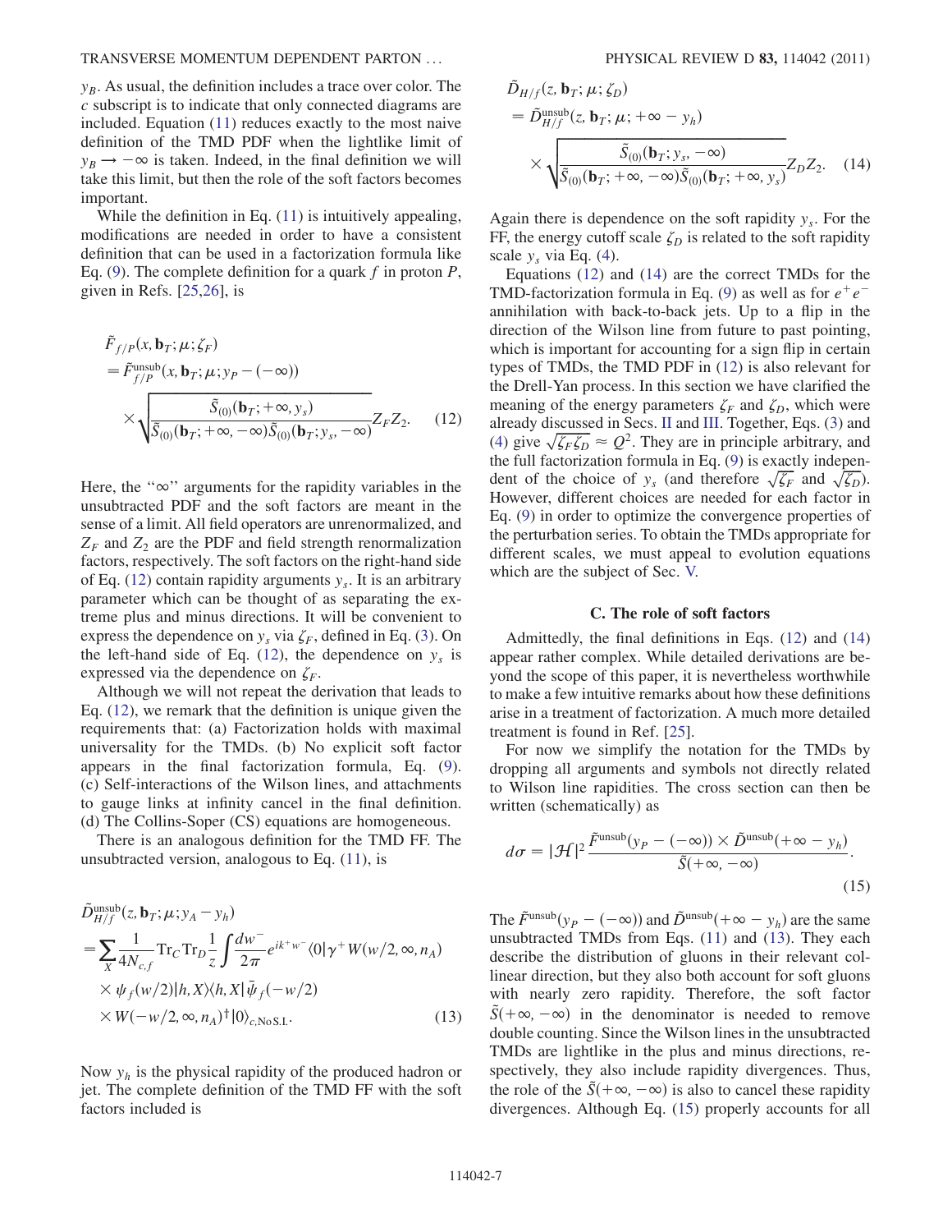$y_B$. As usual, the definition includes a trace over color. The $c$ subscript is to indicate that only connected diagrams are included. Equation (11) reduces exactly to the most naive definition of the TMD PDF when the lightlike limit of $y_B \to -\infty$ is taken. Indeed, in the final definition we will take this limit, but then the role of the soft factors becomes important.

While the definition in Eq. (11) is intuitively appealing, modifications are needed in order to have a consistent definition that can be used in a factorization formula like Eq. (9). The complete definition for a quark $f$ in proton $P$, given in Refs. [25,26], is

$$
\begin{aligned}
&\tilde{F}_{f/P}(x, \mathbf{b}_T; \mu; \zeta_F) \\
&= \tilde{F}^{\text{unsub}}_{f/P}(x, \mathbf{b}_T; \mu; y_P - (-\infty)) \\
&\times \sqrt{\frac{\tilde{S}_{(0)}(\mathbf{b}_T; +\infty, y_s)}{\tilde{S}_{(0)}(\mathbf{b}_T; +\infty, -\infty)\tilde{S}_{(0)}(\mathbf{b}_T; y_s, -\infty)}} Z_F Z_2. \qquad (12)
\end{aligned}
$$

Here, the "$\infty$" arguments for the rapidity variables in the unsubtracted PDF and the soft factors are meant in the sense of a limit. All field operators are unrenormalized, and $Z_F$ and $Z_2$ are the PDF and field strength renormalization factors, respectively. The soft factors on the right-hand side of Eq. (12) contain rapidity arguments $y_s$. It is an arbitrary parameter which can be thought of as separating the extreme plus and minus directions. It will be convenient to express the dependence on $y_s$ via $\zeta_F$, defined in Eq. (3). On the left-hand side of Eq. (12), the dependence on $y_s$ is expressed via the dependence on $\zeta_F$.

Although we will not repeat the derivation that leads to Eq. (12), we remark that the definition is unique given the requirements that: (a) Factorization holds with maximal universality for the TMDs. (b) No explicit soft factor appears in the final factorization formula, Eq. (9). (c) Self-interactions of the Wilson lines, and attachments to gauge links at infinity cancel in the final definition. (d) The Collins-Soper (CS) equations are homogeneous.

There is an analogous definition for the TMD FF. The unsubtracted version, analogous to Eq. (11), is

$$
\begin{aligned}
&\tilde{D}^{\text{unsub}}_{H/f}(z, \mathbf{b}_T; \mu; y_A - y_h) \\
&= \sum_X \frac{1}{4N_{c,f}} \text{Tr}_C \text{Tr}_D \frac{1}{z} \int \frac{dw^-}{2\pi} e^{ik^+ w^-} \langle 0|\gamma^+ W(w/2, \infty, n_A) \\
&\times \psi_f(w/2)|h, X\rangle\langle h, X|\bar{\psi}_f(-w/2) \\
&\times W(-w/2, \infty, n_A)^\dagger |0\rangle_{c,\text{No S.I.}}. \qquad (13)
\end{aligned}
$$

Now $y_h$ is the physical rapidity of the produced hadron or jet. The complete definition of the TMD FF with the soft factors included is

$$
\begin{aligned}
&\tilde{D}_{H/f}(z, \mathbf{b}_T; \mu; \zeta_D) \\
&= \tilde{D}^{\text{unsub}}_{H/f}(z, \mathbf{b}_T; \mu; +\infty - y_h) \\
&\times \sqrt{\frac{\tilde{S}_{(0)}(\mathbf{b}_T; y_s, -\infty)}{\tilde{S}_{(0)}(\mathbf{b}_T; +\infty, -\infty)\tilde{S}_{(0)}(\mathbf{b}_T; +\infty, y_s)}} Z_D Z_2. \qquad (14)
\end{aligned}
$$

Again there is dependence on the soft rapidity $y_s$. For the FF, the energy cutoff scale $\zeta_D$ is related to the soft rapidity scale $y_s$ via Eq. (4).

Equations (12) and (14) are the correct TMDs for the TMD-factorization formula in Eq. (9) as well as for $e^+e^-$ annihilation with back-to-back jets. Up to a flip in the direction of the Wilson line from future to past pointing, which is important for accounting for a sign flip in certain types of TMDs, the TMD PDF in (12) is also relevant for the Drell-Yan process. In this section we have clarified the meaning of the energy parameters $\zeta_F$ and $\zeta_D$, which were already discussed in Secs. II and III. Together, Eqs. (3) and (4) give $\sqrt{\zeta_F \zeta_D} \approx Q^2$. They are in principle arbitrary, and the full factorization formula in Eq. (9) is exactly independent of the choice of $y_s$ (and therefore $\sqrt{\zeta_F}$ and $\sqrt{\zeta_D}$). However, different choices are needed for each factor in Eq. (9) in order to optimize the convergence properties of the perturbation series. To obtain the TMDs appropriate for different scales, we must appeal to evolution equations which are the subject of Sec. V.

### C. The role of soft factors

Admittedly, the final definitions in Eqs. (12) and (14) appear rather complex. While detailed derivations are beyond the scope of this paper, it is nevertheless worthwhile to make a few intuitive remarks about how these definitions arise in a treatment of factorization. A much more detailed treatment is found in Ref. [25].

For now we simplify the notation for the TMDs by dropping all arguments and symbols not directly related to Wilson line rapidities. The cross section can then be written (schematically) as

$$
d\sigma = |\mathcal{H}|^2 \frac{\tilde{F}^{\text{unsub}}(y_P - (-\infty)) \times \tilde{D}^{\text{unsub}}(+\infty - y_h)}{\tilde{S}(+\infty, -\infty)}. \qquad (15)
$$

The $\tilde{F}^{\text{unsub}}(y_P - (-\infty))$ and $\tilde{D}^{\text{unsub}}(+\infty - y_h)$ are the same unsubtracted TMDs from Eqs. (11) and (13). They each describe the distribution of gluons in their relevant collinear direction, but they also both account for soft gluons with nearly zero rapidity. Therefore, the soft factor $\tilde{S}(+\infty, -\infty)$ in the denominator is needed to remove double counting. Since the Wilson lines in the unsubtracted TMDs are lightlike in the plus and minus directions, respectively, they also include rapidity divergences. Thus, the role of the $\tilde{S}(+\infty, -\infty)$ is also to cancel these rapidity divergences. Although Eq. (15) properly accounts for all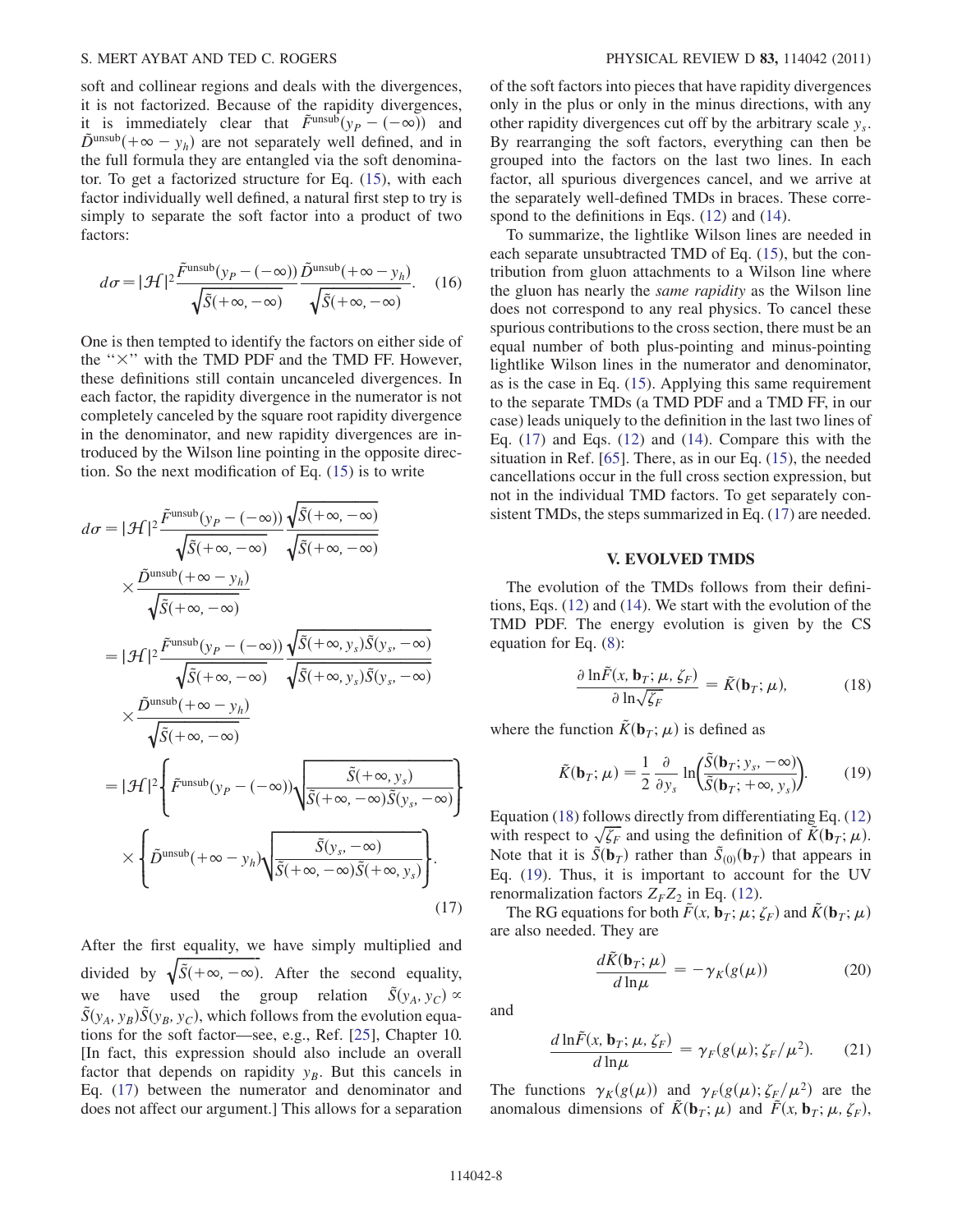soft and collinear regions and deals with the divergences, it is not factorized. Because of the rapidity divergences, it is immediately clear that $\tilde{F}^{\rm unsub}(y_P - (-\infty))$ and $\tilde{D}^{\rm unsub}(+\infty - y_h)$ are not separately well defined, and in the full formula they are entangled via the soft denominator. To get a factorized structure for Eq. (15), with each factor individually well defined, a natural first step to try is simply to separate the soft factor into a product of two factors:

$$d\sigma = |\mathcal{H}|^2 \frac{\tilde{F}^{\rm unsub}(y_P - (-\infty))}{\sqrt{\tilde{S}(+\infty, -\infty)}} \frac{\tilde{D}^{\rm unsub}(+\infty - y_h)}{\sqrt{\tilde{S}(+\infty, -\infty)}}. \quad (16)$$

One is then tempted to identify the factors on either side of the "×" with the TMD PDF and the TMD FF. However, these definitions still contain uncanceled divergences. In each factor, the rapidity divergence in the numerator is not completely canceled by the square root rapidity divergence in the denominator, and new rapidity divergences are introduced by the Wilson line pointing in the opposite direction. So the next modification of Eq. (15) is to write

$$\begin{aligned}
d\sigma &= |\mathcal{H}|^2 \frac{\tilde{F}^{\rm unsub}(y_P - (-\infty))}{\sqrt{\tilde{S}(+\infty, -\infty)}} \frac{\sqrt{\tilde{S}(+\infty, -\infty)}}{\sqrt{\tilde{S}(+\infty, -\infty)}} \\
&\quad \times \frac{\tilde{D}^{\rm unsub}(+\infty - y_h)}{\sqrt{\tilde{S}(+\infty, -\infty)}} \\
&= |\mathcal{H}|^2 \frac{\tilde{F}^{\rm unsub}(y_P - (-\infty))}{\sqrt{\tilde{S}(+\infty, -\infty)}} \frac{\sqrt{\tilde{S}(+\infty, y_s)\tilde{S}(y_s, -\infty)}}{\sqrt{\tilde{S}(+\infty, y_s)\tilde{S}(y_s, -\infty)}} \\
&\quad \times \frac{\tilde{D}^{\rm unsub}(+\infty - y_h)}{\sqrt{\tilde{S}(+\infty, -\infty)}} \\
&= |\mathcal{H}|^2 \left\{ \tilde{F}^{\rm unsub}(y_P - (-\infty)) \sqrt{\frac{\tilde{S}(+\infty, y_s)}{\tilde{S}(+\infty, -\infty)\tilde{S}(y_s, -\infty)}} \right\} \\
&\quad \times \left\{ \tilde{D}^{\rm unsub}(+\infty - y_h) \sqrt{\frac{\tilde{S}(y_s, -\infty)}{\tilde{S}(+\infty, -\infty)\tilde{S}(+\infty, y_s)}} \right\}.
\end{aligned} \quad (17)$$

After the first equality, we have simply multiplied and divided by $\sqrt{\tilde{S}(+\infty, -\infty)}$. After the second equality, we have used the group relation $\tilde{S}(y_A, y_C) \propto \tilde{S}(y_A, y_B)\tilde{S}(y_B, y_C)$, which follows from the evolution equations for the soft factor—see, e.g., Ref. [25], Chapter 10. [In fact, this expression should also include an overall factor that depends on rapidity $y_B$. But this cancels in Eq. (17) between the numerator and denominator and does not affect our argument.] This allows for a separation of the soft factors into pieces that have rapidity divergences only in the plus or only in the minus directions, with any other rapidity divergences cut off by the arbitrary scale $y_s$. By rearranging the soft factors, everything can then be grouped into the factors on the last two lines. In each factor, all spurious divergences cancel, and we arrive at the separately well-defined TMDs in braces. These correspond to the definitions in Eqs. (12) and (14).

To summarize, the lightlike Wilson lines are needed in each separate unsubtracted TMD of Eq. (15), but the contribution from gluon attachments to a Wilson line where the gluon has nearly the *same rapidity* as the Wilson line does not correspond to any real physics. To cancel these spurious contributions to the cross section, there must be an equal number of both plus-pointing and minus-pointing lightlike Wilson lines in the numerator and denominator, as is the case in Eq. (15). Applying this same requirement to the separate TMDs (a TMD PDF and a TMD FF, in our case) leads uniquely to the definition in the last two lines of Eq. (17) and Eqs. (12) and (14). Compare this with the situation in Ref. [65]. There, as in our Eq. (15), the needed cancellations occur in the full cross section expression, but not in the individual TMD factors. To get separately consistent TMDs, the steps summarized in Eq. (17) are needed.

## V. EVOLVED TMDS

The evolution of the TMDs follows from their definitions, Eqs. (12) and (14). We start with the evolution of the TMD PDF. The energy evolution is given by the CS equation for Eq. (8):

$$\frac{\partial \ln \tilde{F}(x, \mathbf{b}_T; \mu, \zeta_F)}{\partial \ln \sqrt{\zeta_F}} = \tilde{K}(\mathbf{b}_T; \mu), \quad (18)$$

where the function $\tilde{K}(\mathbf{b}_T; \mu)$ is defined as

$$\tilde{K}(\mathbf{b}_T; \mu) = \frac{1}{2} \frac{\partial}{\partial y_s} \ln\left(\frac{\tilde{S}(\mathbf{b}_T; y_s, -\infty)}{\tilde{S}(\mathbf{b}_T; +\infty, y_s)}\right). \quad (19)$$

Equation (18) follows directly from differentiating Eq. (12) with respect to $\sqrt{\zeta_F}$ and using the definition of $\tilde{K}(\mathbf{b}_T; \mu)$. Note that it is $\tilde{S}(\mathbf{b}_T)$ rather than $\tilde{S}_{(0)}(\mathbf{b}_T)$ that appears in Eq. (19). Thus, it is important to account for the UV renormalization factors $Z_F Z_2$ in Eq. (12).

The RG equations for both $\tilde{F}(x, \mathbf{b}_T; \mu; \zeta_F)$ and $\tilde{K}(\mathbf{b}_T; \mu)$ are also needed. They are

$$\frac{d\tilde{K}(\mathbf{b}_T; \mu)}{d \ln \mu} = -\gamma_K(g(\mu)) \quad (20)$$

and

$$\frac{d \ln \tilde{F}(x, \mathbf{b}_T; \mu, \zeta_F)}{d \ln \mu} = \gamma_F(g(\mu); \zeta_F/\mu^2). \quad (21)$$

The functions $\gamma_K(g(\mu))$ and $\gamma_F(g(\mu); \zeta_F/\mu^2)$ are the anomalous dimensions of $\tilde{K}(\mathbf{b}_T; \mu)$ and $\tilde{F}(x, \mathbf{b}_T; \mu, \zeta_F)$,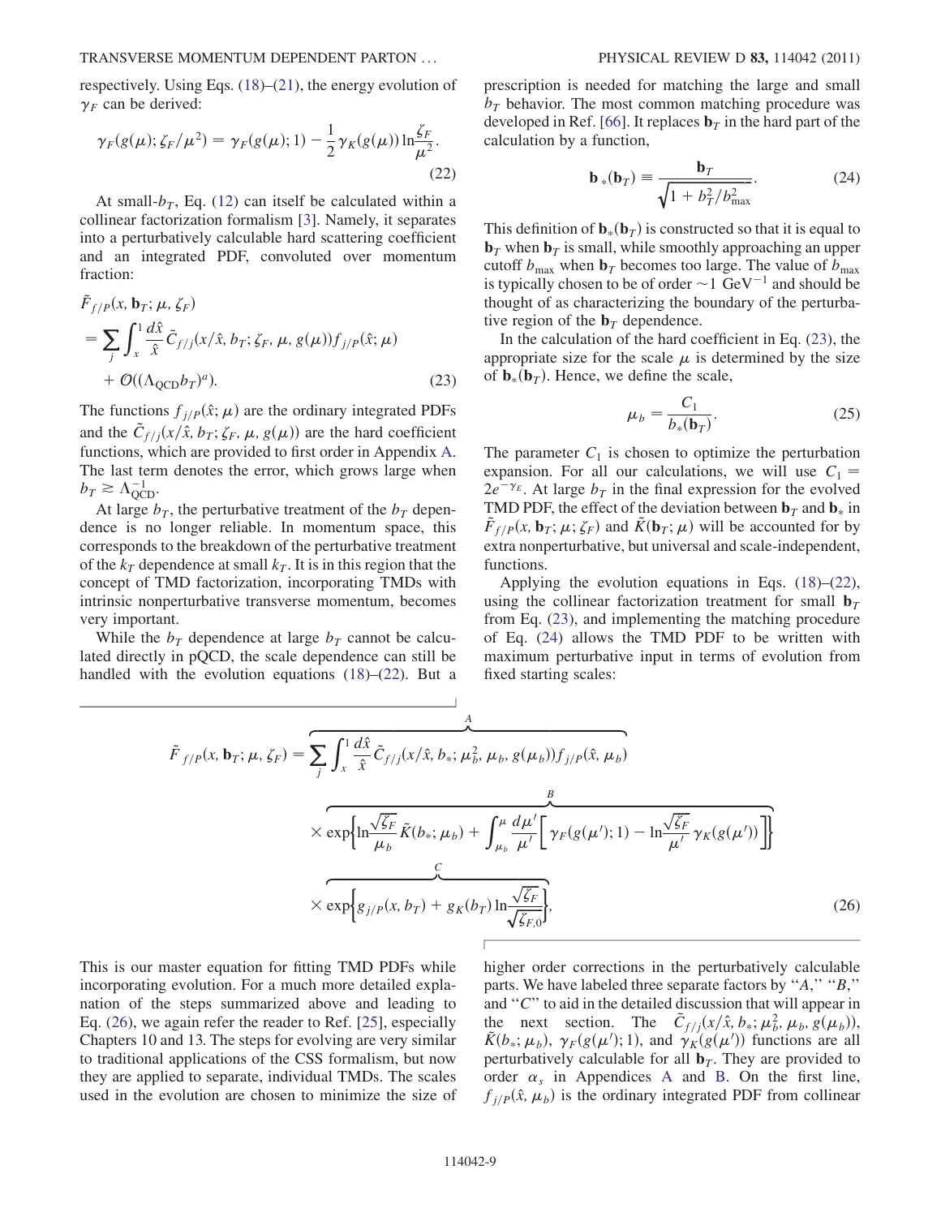respectively. Using Eqs. (18)–(21), the energy evolution of $\gamma_F$ can be derived:

$$\gamma_F(g(\mu); \zeta_F/\mu^2) = \gamma_F(g(\mu); 1) - \frac{1}{2}\gamma_K(g(\mu)) \ln\frac{\zeta_F}{\mu^2}. \tag{22}$$

At small-$b_T$, Eq. (12) can itself be calculated within a collinear factorization formalism [3]. Namely, it separates into a perturbatively calculable hard scattering coefficient and an integrated PDF, convolved over momentum fraction:

$$\tilde{F}_{f/P}(x, \mathbf{b}_T; \mu, \zeta_F) = \sum_j \int_x^1 \frac{d\hat{x}}{\hat{x}} \tilde{C}_{f/j}(x/\hat{x}, b_T; \zeta_F, \mu, g(\mu)) f_{j/P}(\hat{x}; \mu) + \mathcal{O}((\Lambda_{\rm QCD} b_T)^a). \tag{23}$$

The functions $f_{j/P}(\hat{x}; \mu)$ are the ordinary integrated PDFs and the $\tilde{C}_{f/j}(x/\hat{x}, b_T; \zeta_F, \mu, g(\mu))$ are the hard coefficient functions, which are provided to first order in Appendix A. The last term denotes the error, which grows large when $b_T \gtrsim \Lambda_{\rm QCD}^{-1}$.

At large $b_T$, the perturbative treatment of the $b_T$ dependence is no longer reliable. In momentum space, this corresponds to the breakdown of the perturbative treatment of the $k_T$ dependence at small $k_T$. It is in this region that the concept of TMD factorization, incorporating TMDs with intrinsic nonperturbative transverse momentum, becomes very important.

While the $b_T$ dependence at large $b_T$ cannot be calculated directly in pQCD, the scale dependence can still be handled with the evolution equations (18)–(22). But a prescription is needed for matching the large and small $b_T$ behavior. The most common matching procedure was developed in Ref. [66]. It replaces $\mathbf{b}_T$ in the hard part of the calculation by a function,

$$\mathbf{b}_*(\mathbf{b}_T) \equiv \frac{\mathbf{b}_T}{\sqrt{1 + b_T^2/b_{\rm max}^2}}. \tag{24}$$

This definition of $\mathbf{b}_*(\mathbf{b}_T)$ is constructed so that it is equal to $\mathbf{b}_T$ when $\mathbf{b}_T$ is small, while smoothly approaching an upper cutoff $b_{\rm max}$ when $\mathbf{b}_T$ becomes too large. The value of $b_{\rm max}$ is typically chosen to be of order $\sim 1~{\rm GeV}^{-1}$ and should be thought of as characterizing the boundary of the perturbative region of the $\mathbf{b}_T$ dependence.

In the calculation of the hard coefficient in Eq. (23), the appropriate size for the scale $\mu$ is determined by the size of $\mathbf{b}_*(\mathbf{b}_T)$. Hence, we define the scale,

$$\mu_b = \frac{C_1}{b_*(\mathbf{b}_T)}. \tag{25}$$

The parameter $C_1$ is chosen to optimize the perturbation expansion. For all our calculations, we will use $C_1 = 2e^{-\gamma_E}$. At large $b_T$ in the final expression for the evolved TMD PDF, the effect of the deviation between $\mathbf{b}_T$ and $\mathbf{b}_*$ in $\tilde{F}_{f/P}(x, \mathbf{b}_T; \mu; \zeta_F)$ and $\tilde{K}(\mathbf{b}_T; \mu)$ will be accounted for by extra nonperturbative, but universal and scale-independent, functions.

Applying the evolution equations in Eqs. (18)–(22), using the collinear factorization treatment for small $\mathbf{b}_T$ from Eq. (23), and implementing the matching procedure of Eq. (24) allows the TMD PDF to be written with maximum perturbative input in terms of evolution from fixed starting scales:

$$\begin{aligned}
\tilde{F}_{f/P}(x, \mathbf{b}_T; \mu, \zeta_F) = {} & \overbrace{\sum_j \int_x^1 \frac{d\hat{x}}{\hat{x}} \tilde{C}_{f/j}(x/\hat{x}, b_*; \mu_b^2, \mu_b, g(\mu_b)) f_{j/P}(\hat{x}, \mu_b)}^{A} \\
& \times \overbrace{\exp\left\{\ln\frac{\sqrt{\zeta_F}}{\mu_b}\tilde{K}(b_*; \mu_b) + \int_{\mu_b}^{\mu} \frac{d\mu'}{\mu'}\left[\gamma_F(g(\mu'); 1) - \ln\frac{\sqrt{\zeta_F}}{\mu'}\gamma_K(g(\mu'))\right]\right\}}^{B} \\
& \times \overbrace{\exp\left\{g_{j/P}(x, b_T) + g_K(b_T)\ln\frac{\sqrt{\zeta_F}}{\sqrt{\zeta_{F,0}}}\right\}}^{C},
\end{aligned} \tag{26}$$

This is our master equation for fitting TMD PDFs while incorporating evolution. For a much more detailed explanation of the steps summarized above and leading to Eq. (26), we again refer the reader to Ref. [25], especially Chapters 10 and 13. The steps for evolving are very similar to traditional applications of the CSS formalism, but now they are applied to separate, individual TMDs. The scales used in the evolution are chosen to minimize the size of higher order corrections in the perturbatively calculable parts. We have labeled three separate factors by "$A$," "$B$," and "$C$" to aid in the detailed discussion that will appear in the next section. The $\tilde{C}_{f/j}(x/\hat{x}, b_*; \mu_b^2, \mu_b, g(\mu_b))$, $\tilde{K}(b_*; \mu_b)$, $\gamma_F(g(\mu'); 1)$, and $\gamma_K(g(\mu'))$ functions are all perturbatively calculable for all $\mathbf{b}_T$. They are provided to order $\alpha_s$ in Appendices A and B. On the first line, $f_{j/P}(\hat{x}, \mu_b)$ is the ordinary integrated PDF from collinear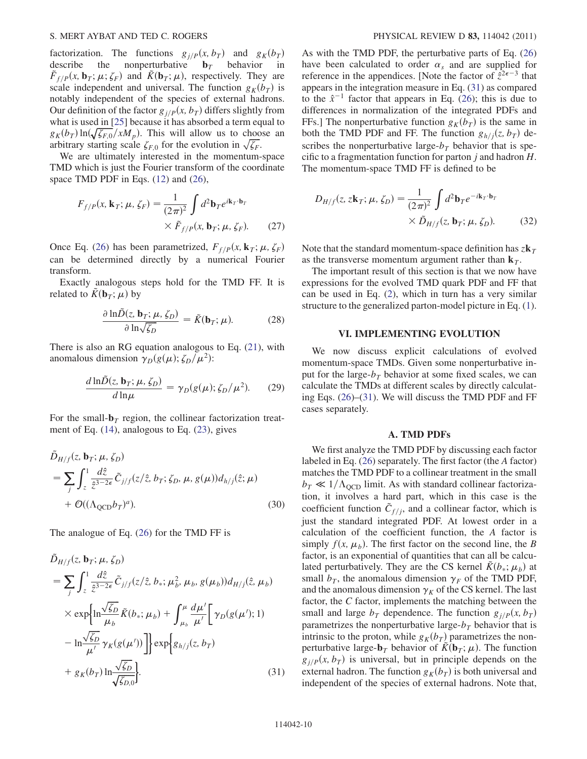factorization. The functions $g_{j/P}(x, b_T)$ and $g_K(b_T)$ describe the nonperturbative $\mathbf{b}_T$ behavior in $\tilde{F}_{f/P}(x, \mathbf{b}_T; \mu; \zeta_F)$ and $\tilde{K}(\mathbf{b}_T; \mu)$, respectively. They are scale independent and universal. The function $g_K(b_T)$ is notably independent of the species of external hadrons. Our definition of the factor $g_{j/P}(x, b_T)$ differs slightly from what is used in [25] because it has absorbed a term equal to $g_K(b_T) \ln(\sqrt{\zeta_{F,0}}/xM_p)$. This will allow us to choose an arbitrary starting scale $\zeta_{F,0}$ for the evolution in $\sqrt{\zeta_F}$.

We are ultimately interested in the momentum-space TMD which is just the Fourier transform of the coordinate space TMD PDF in Eqs. (12) and (26),

$$F_{f/P}(x, \mathbf{k}_T; \mu, \zeta_F) = \frac{1}{(2\pi)^2} \int d^2\mathbf{b}_T e^{i\mathbf{k}_T \cdot \mathbf{b}_T} \times \tilde{F}_{f/P}(x, \mathbf{b}_T; \mu, \zeta_F). \tag{27}$$

Once Eq. (26) has been parametrized, $F_{f/P}(x, \mathbf{k}_T; \mu, \zeta_F)$ can be determined directly by a numerical Fourier transform.

Exactly analogous steps hold for the TMD FF. It is related to $\tilde{K}(\mathbf{b}_T; \mu)$ by

$$\frac{\partial \ln \tilde{D}(z, \mathbf{b}_T; \mu, \zeta_D)}{\partial \ln \sqrt{\zeta_D}} = \tilde{K}(\mathbf{b}_T; \mu). \tag{28}$$

There is also an RG equation analogous to Eq. (21), with anomalous dimension $\gamma_D(g(\mu); \zeta_D/\mu^2)$:

$$\frac{d \ln \tilde{D}(z, \mathbf{b}_T; \mu, \zeta_D)}{d \ln \mu} = \gamma_D(g(\mu); \zeta_D/\mu^2). \tag{29}$$

For the small-$\mathbf{b}_T$ region, the collinear factorization treatment of Eq. (14), analogous to Eq. (23), gives

$$\tilde{D}_{H/f}(z, \mathbf{b}_T; \mu, \zeta_D) = \sum_j \int_z^1 \frac{d\hat{z}}{\hat{z}^{3-2\epsilon}} \tilde{C}_{j/f}(z/\hat{z}, b_T; \zeta_D, \mu, g(\mu)) d_{h/j}(\hat{z}; \mu) + \mathcal{O}((\Lambda_{\rm QCD} b_T)^a). \tag{30}$$

The analogue of Eq. (26) for the TMD FF is

$$\begin{aligned}
\tilde{D}_{H/f}(z, \mathbf{b}_T; \mu, \zeta_D) &= \sum_j \int_z^1 \frac{d\hat{z}}{\hat{z}^{3-2\epsilon}} \tilde{C}_{j/f}(z/\hat{z}, b_*; \mu_b^2, \mu_b, g(\mu_b)) d_{H/j}(\hat{z}, \mu_b) \\
&\times \exp\left\{ \ln\frac{\sqrt{\zeta_D}}{\mu_b} \tilde{K}(b_*; \mu_b) + \int_{\mu_b}^{\mu} \frac{d\mu'}{\mu'} \left[ \gamma_D(g(\mu'); 1) - \ln\frac{\sqrt{\zeta_D}}{\mu'} \gamma_K(g(\mu')) \right] \right\} \exp\left\{ g_{h/j}(z, b_T) + g_K(b_T) \ln\frac{\sqrt{\zeta_D}}{\sqrt{\zeta_{D,0}}} \right\}.
\end{aligned} \tag{31}$$

As with the TMD PDF, the perturbative parts of Eq. (26) have been calculated to order $\alpha_s$ and are supplied for reference in the appendices. [Note the factor of $\hat{z}^{2\epsilon-3}$ that appears in the integration measure in Eq. (31) as compared to the $\hat{x}^{-1}$ factor that appears in Eq. (26); this is due to differences in normalization of the integrated PDFs and FFs.] The nonperturbative function $g_K(b_T)$ is the same in both the TMD PDF and FF. The function $g_{h/j}(z, b_T)$ describes the nonperturbative large-$b_T$ behavior that is specific to a fragmentation function for parton $j$ and hadron $H$. The momentum-space TMD FF is defined to be

$$D_{H/f}(z, z\mathbf{k}_T; \mu, \zeta_D) = \frac{1}{(2\pi)^2} \int d^2\mathbf{b}_T e^{-i\mathbf{k}_T \cdot \mathbf{b}_T} \times \tilde{D}_{H/f}(z, \mathbf{b}_T; \mu, \zeta_D). \tag{32}$$

Note that the standard momentum-space definition has $z\mathbf{k}_T$ as the transverse momentum argument rather than $\mathbf{k}_T$.

The important result of this section is that we now have expressions for the evolved TMD quark PDF and FF that can be used in Eq. (2), which in turn has a very similar structure to the generalized parton-model picture in Eq. (1).

## VI. IMPLEMENTING EVOLUTION

We now discuss explicit calculations of evolved momentum-space TMDs. Given some nonperturbative input for the large-$b_T$ behavior at some fixed scales, we can calculate the TMDs at different scales by directly calculating Eqs. (26)–(31). We will discuss the TMD PDF and FF cases separately.

### A. TMD PDFs

We first analyze the TMD PDF by discussing each factor labeled in Eq. (26) separately. The first factor (the *A* factor) matches the TMD PDF to a collinear treatment in the small $b_T \ll 1/\Lambda_{\rm QCD}$ limit. As with standard collinear factorization, it involves a hard part, which in this case is the coefficient function $\tilde{C}_{f/j}$, and a collinear factor, which is just the standard integrated PDF. At lowest order in a calculation of the coefficient function, the *A* factor is simply $f(x, \mu_b)$. The first factor on the second line, the *B* factor, is an exponential of quantities that can all be calculated perturbatively. They are the CS kernel $\tilde{K}(b_*; \mu_b)$ at small $b_T$, the anomalous dimension $\gamma_F$ of the TMD PDF, and the anomalous dimension $\gamma_K$ of the CS kernel. The last factor, the *C* factor, implements the matching between the small and large $b_T$ dependence. The function $g_{j/P}(x, b_T)$ parametrizes the nonperturbative large-$b_T$ behavior that is intrinsic to the proton, while $g_K(b_T)$ parametrizes the nonperturbative large-$\mathbf{b}_T$ behavior of $\tilde{K}(\mathbf{b}_T; \mu)$. The function $g_{j/P}(x, b_T)$ is universal, but in principle depends on the external hadron. The function $g_K(b_T)$ is both universal and independent of the species of external hadrons. Note that,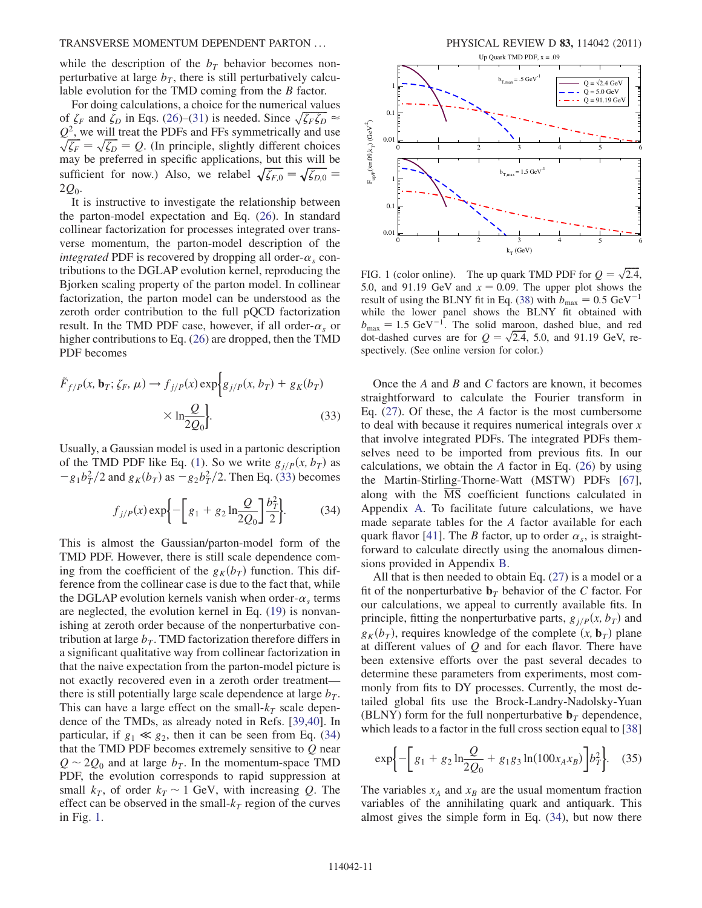while the description of the $b_T$ behavior becomes nonperturbative at large $b_T$, there is still perturbatively calculable evolution for the TMD coming from the $B$ factor.

For doing calculations, a choice for the numerical values of $\zeta_F$ and $\zeta_D$ in Eqs. (26)–(31) is needed. Since $\sqrt{\zeta_F \zeta_D} \approx Q^2$, we will treat the PDFs and FFs symmetrically and use $\sqrt{\zeta_F} = \sqrt{\zeta_D} = Q$. (In principle, slightly different choices may be preferred in specific applications, but this will be sufficient for now.) Also, we relabel $\sqrt{\zeta_{F,0}} = \sqrt{\zeta_{D,0}} \equiv 2Q_0$.

It is instructive to investigate the relationship between the parton-model expectation and Eq. (26). In standard collinear factorization for processes integrated over transverse momentum, the parton-model description of the *integrated* PDF is recovered by dropping all order-$\alpha_s$ contributions to the DGLAP evolution kernel, reproducing the Bjorken scaling property of the parton model. In collinear factorization, the parton model can be understood as the zeroth order contribution to the full pQCD factorization result. In the TMD PDF case, however, if all order-$\alpha_s$ or higher contributions to Eq. (26) are dropped, then the TMD PDF becomes

$$\tilde{F}_{f/P}(x, \mathbf{b}_T; \zeta_F, \mu) \rightarrow f_{j/P}(x) \exp\left\{ g_{j/P}(x, b_T) + g_K(b_T) \times \ln \frac{Q}{2Q_0} \right\}. \tag{33}$$

Usually, a Gaussian model is used in a partonic description of the TMD PDF like Eq. (1). So we write $g_{j/P}(x, b_T)$ as $-g_1 b_T^2/2$ and $g_K(b_T)$ as $-g_2 b_T^2/2$. Then Eq. (33) becomes

$$f_{j/P}(x) \exp\left\{ -\left[ g_1 + g_2 \ln \frac{Q}{2Q_0} \right] \frac{b_T^2}{2} \right\}. \tag{34}$$

This is almost the Gaussian/parton-model form of the TMD PDF. However, there is still scale dependence coming from the coefficient of the $g_K(b_T)$ function. This difference from the collinear case is due to the fact that, while the DGLAP evolution kernels vanish when order-$\alpha_s$ terms are neglected, the evolution kernel in Eq. (19) is nonvanishing at zeroth order because of the nonperturbative contribution at large $b_T$. TMD factorization therefore differs in a significant qualitative way from collinear factorization in that the naive expectation from the parton-model picture is not exactly recovered even in a zeroth order treatment—there is still potentially large scale dependence at large $b_T$. This can have a large effect on the small-$k_T$ scale dependence of the TMDs, as already noted in Refs. [39,40]. In particular, if $g_1 \ll g_2$, then it can be seen from Eq. (34) that the TMD PDF becomes extremely sensitive to $Q$ near $Q \sim 2Q_0$ and at large $b_T$. In the momentum-space TMD PDF, the evolution corresponds to rapid suppression at small $k_T$, of order $k_T \sim 1$ GeV, with increasing $Q$. The effect can be observed in the small-$k_T$ region of the curves in Fig. 1.

FIG. 1 (color online). The up quark TMD PDF for $Q = \sqrt{2.4}$, 5.0, and 91.19 GeV and $x = 0.09$. The upper plot shows the result of using the BLNY fit in Eq. (38) with $b_{\max} = 0.5\ \text{GeV}^{-1}$ while the lower panel shows the BLNY fit obtained with $b_{\max} = 1.5\ \text{GeV}^{-1}$. The solid maroon, dashed blue, and red dot-dashed curves are for $Q = \sqrt{2.4}$, 5.0, and 91.19 GeV, respectively. (See online version for color.)

Once the $A$ and $B$ and $C$ factors are known, it becomes straightforward to calculate the Fourier transform in Eq. (27). Of these, the $A$ factor is the most cumbersome to deal with because it requires numerical integrals over $x$ that involve integrated PDFs. The integrated PDFs themselves need to be imported from previous fits. In our calculations, we obtain the $A$ factor in Eq. (26) by using the Martin-Stirling-Thorne-Watt (MSTW) PDFs [67], along with the $\overline{\text{MS}}$ coefficient functions calculated in Appendix A. To facilitate future calculations, we have made separate tables for the $A$ factor available for each quark flavor [41]. The $B$ factor, up to order $\alpha_s$, is straightforward to calculate directly using the anomalous dimensions provided in Appendix B.

All that is then needed to obtain Eq. (27) is a model or a fit of the nonperturbative $\mathbf{b}_T$ behavior of the $C$ factor. For our calculations, we appeal to currently available fits. In principle, fitting the nonperturbative parts, $g_{j/P}(x, b_T)$ and $g_K(b_T)$, requires knowledge of the complete $(x, \mathbf{b}_T)$ plane at different values of $Q$ and for each flavor. There have been extensive efforts over the past several decades to determine these parameters from experiments, most commonly from fits to DY processes. Currently, the most detailed global fits use the Brock-Landry-Nadolsky-Yuan (BLNY) form for the full nonperturbative $\mathbf{b}_T$ dependence, which leads to a factor in the full cross section equal to [38]

$$\exp\left\{ -\left[ g_1 + g_2 \ln \frac{Q}{2Q_0} + g_1 g_3 \ln(100 x_A x_B) \right] b_T^2 \right\}. \tag{35}$$

The variables $x_A$ and $x_B$ are the usual momentum fraction variables of the annihilating quark and antiquark. This almost gives the simple form in Eq. (34), but now there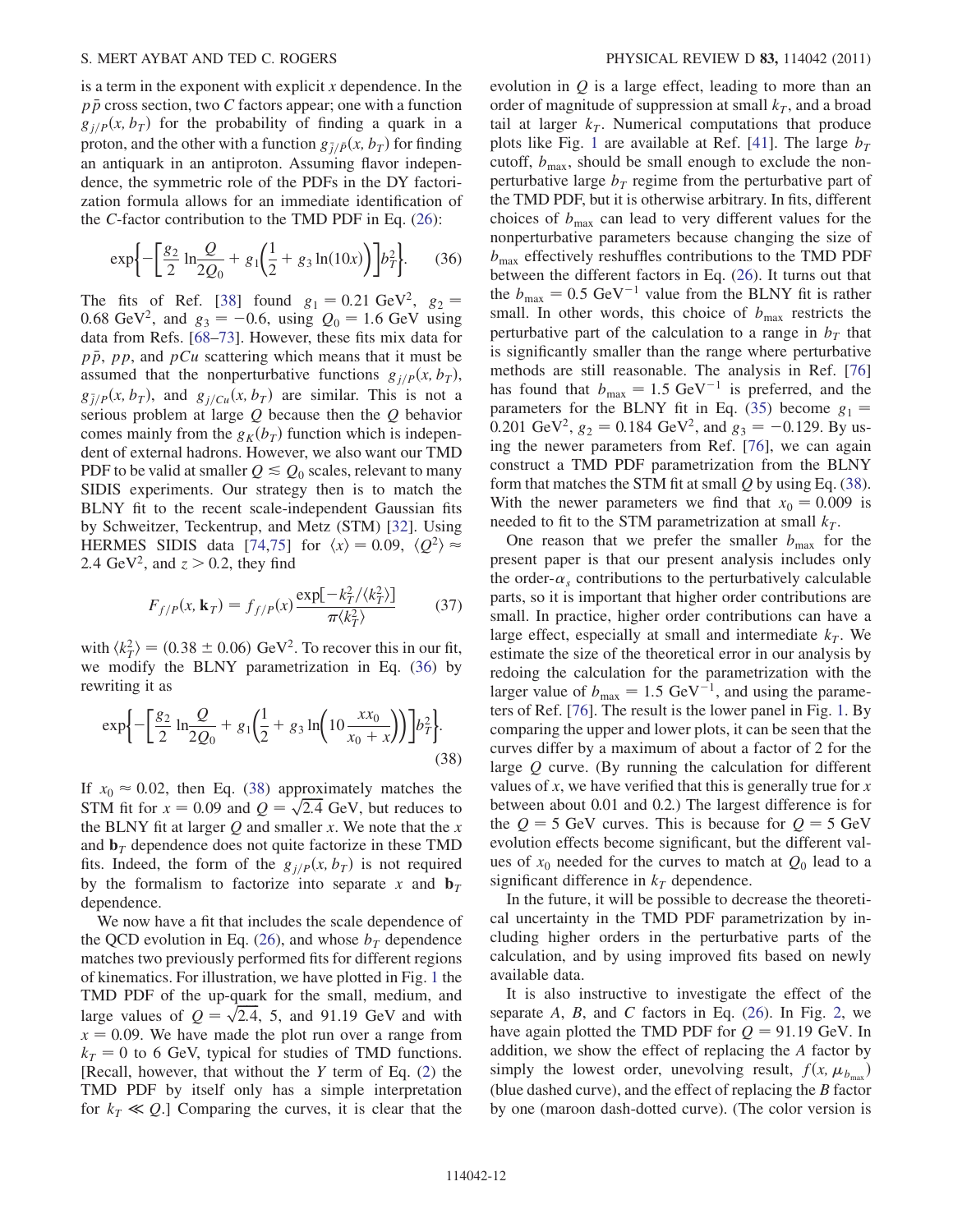is a term in the exponent with explicit $x$ dependence. In the $p\bar{p}$ cross section, two $C$ factors appear; one with a function $g_{j/P}(x, b_T)$ for the probability of finding a quark in a proton, and the other with a function $g_{\bar{j}/\bar{P}}(x, b_T)$ for finding an antiquark in an antiproton. Assuming flavor independence, the symmetric role of the PDFs in the DY factorization formula allows for an immediate identification of the $C$-factor contribution to the TMD PDF in Eq. (26):

$$\exp\left\{-\left[\frac{g_2}{2}\ln\frac{Q}{2Q_0} + g_1\left(\frac{1}{2} + g_3\ln(10x)\right)\right]b_T^2\right\}. \tag{36}$$

The fits of Ref. [38] found $g_1 = 0.21\ \text{GeV}^2$, $g_2 = 0.68\ \text{GeV}^2$, and $g_3 = -0.6$, using $Q_0 = 1.6$ GeV using data from Refs. [68–73]. However, these fits mix data for $p\bar{p}$, $pp$, and $pCu$ scattering which means that it must be assumed that the nonperturbative functions $g_{j/P}(x, b_T)$, $g_{\bar{j}/P}(x, b_T)$, and $g_{j/Cu}(x, b_T)$ are similar. This is not a serious problem at large $Q$ because then the $Q$ behavior comes mainly from the $g_K(b_T)$ function which is independent of external hadrons. However, we also want our TMD PDF to be valid at smaller $Q \lesssim Q_0$ scales, relevant to many SIDIS experiments. Our strategy then is to match the BLNY fit to the recent scale-independent Gaussian fits by Schweitzer, Teckentrup, and Metz (STM) [32]. Using HERMES SIDIS data [74,75] for $\langle x \rangle = 0.09$, $\langle Q^2 \rangle \approx 2.4\ \text{GeV}^2$, and $z > 0.2$, they find

$$F_{f/P}(x, \mathbf{k}_T) = f_{f/P}(x)\frac{\exp[-k_T^2/\langle k_T^2\rangle]}{\pi\langle k_T^2\rangle} \tag{37}$$

with $\langle k_T^2 \rangle = (0.38 \pm 0.06)\ \text{GeV}^2$. To recover this in our fit, we modify the BLNY parametrization in Eq. (36) by rewriting it as

$$\exp\left\{-\left[\frac{g_2}{2}\ln\frac{Q}{2Q_0} + g_1\left(\frac{1}{2} + g_3\ln\left(10\frac{xx_0}{x_0 + x}\right)\right)\right]b_T^2\right\}. \tag{38}$$

If $x_0 \approx 0.02$, then Eq. (38) approximately matches the STM fit for $x = 0.09$ and $Q = \sqrt{2.4}$ GeV, but reduces to the BLNY fit at larger $Q$ and smaller $x$. We note that the $x$ and $\mathbf{b}_T$ dependence does not quite factorize in these TMD fits. Indeed, the form of the $g_{j/P}(x, b_T)$ is not required by the formalism to factorize into separate $x$ and $\mathbf{b}_T$ dependence.

We now have a fit that includes the scale dependence of the QCD evolution in Eq. (26), and whose $b_T$ dependence matches two previously performed fits for different regions of kinematics. For illustration, we have plotted in Fig. 1 the TMD PDF of the up-quark for the small, medium, and large values of $Q = \sqrt{2.4}$, 5, and 91.19 GeV and with $x = 0.09$. We have made the plot run over a range from $k_T = 0$ to 6 GeV, typical for studies of TMD functions. [Recall, however, that without the $Y$ term of Eq. (2) the TMD PDF by itself only has a simple interpretation for $k_T \ll Q$.] Comparing the curves, it is clear that the evolution in $Q$ is a large effect, leading to more than an order of magnitude of suppression at small $k_T$, and a broad tail at larger $k_T$. Numerical computations that produce plots like Fig. 1 are available at Ref. [41]. The large $b_T$ cutoff, $b_{\max}$, should be small enough to exclude the nonperturbative large $b_T$ regime from the perturbative part of the TMD PDF, but it is otherwise arbitrary. In fits, different choices of $b_{\max}$ can lead to very different values for the nonperturbative parameters because changing the size of $b_{\max}$ effectively reshuffles contributions to the TMD PDF between the different factors in Eq. (26). It turns out that the $b_{\max} = 0.5\ \text{GeV}^{-1}$ value from the BLNY fit is rather small. In other words, this choice of $b_{\max}$ restricts the perturbative part of the calculation to a range in $b_T$ that is significantly smaller than the range where perturbative methods are still reasonable. The analysis in Ref. [76] has found that $b_{\max} = 1.5\ \text{GeV}^{-1}$ is preferred, and the parameters for the BLNY fit in Eq. (35) become $g_1 = 0.201\ \text{GeV}^2$, $g_2 = 0.184\ \text{GeV}^2$, and $g_3 = -0.129$. By using the newer parameters from Ref. [76], we can again construct a TMD PDF parametrization from the BLNY form that matches the STM fit at small $Q$ by using Eq. (38). With the newer parameters we find that $x_0 = 0.009$ is needed to fit to the STM parametrization at small $k_T$.

One reason that we prefer the smaller $b_{\max}$ for the present paper is that our present analysis includes only the order-$\alpha_s$ contributions to the perturbatively calculable parts, so it is important that higher order contributions are small. In practice, higher order contributions can have a large effect, especially at small and intermediate $k_T$. We estimate the size of the theoretical error in our analysis by redoing the calculation for the parametrization with the larger value of $b_{\max} = 1.5\ \text{GeV}^{-1}$, and using the parameters of Ref. [76]. The result is the lower panel in Fig. 1. By comparing the upper and lower plots, it can be seen that the curves differ by a maximum of about a factor of 2 for the large $Q$ curve. (By running the calculation for different values of $x$, we have verified that this is generally true for $x$ between about 0.01 and 0.2.) The largest difference is for the $Q = 5$ GeV curves. This is because for $Q = 5$ GeV evolution effects become significant, but the different values of $x_0$ needed for the curves to match at $Q_0$ lead to a significant difference in $k_T$ dependence.

In the future, it will be possible to decrease the theoretical uncertainty in the TMD PDF parametrization by including higher orders in the perturbative parts of the calculation, and by using improved fits based on newly available data.

It is also instructive to investigate the effect of the separate $A$, $B$, and $C$ factors in Eq. (26). In Fig. 2, we have again plotted the TMD PDF for $Q = 91.19$ GeV. In addition, we show the effect of replacing the $A$ factor by simply the lowest order, unevolving result, $f(x, \mu_{b_{\max}})$ (blue dashed curve), and the effect of replacing the $B$ factor by one (maroon dash-dotted curve). (The color version is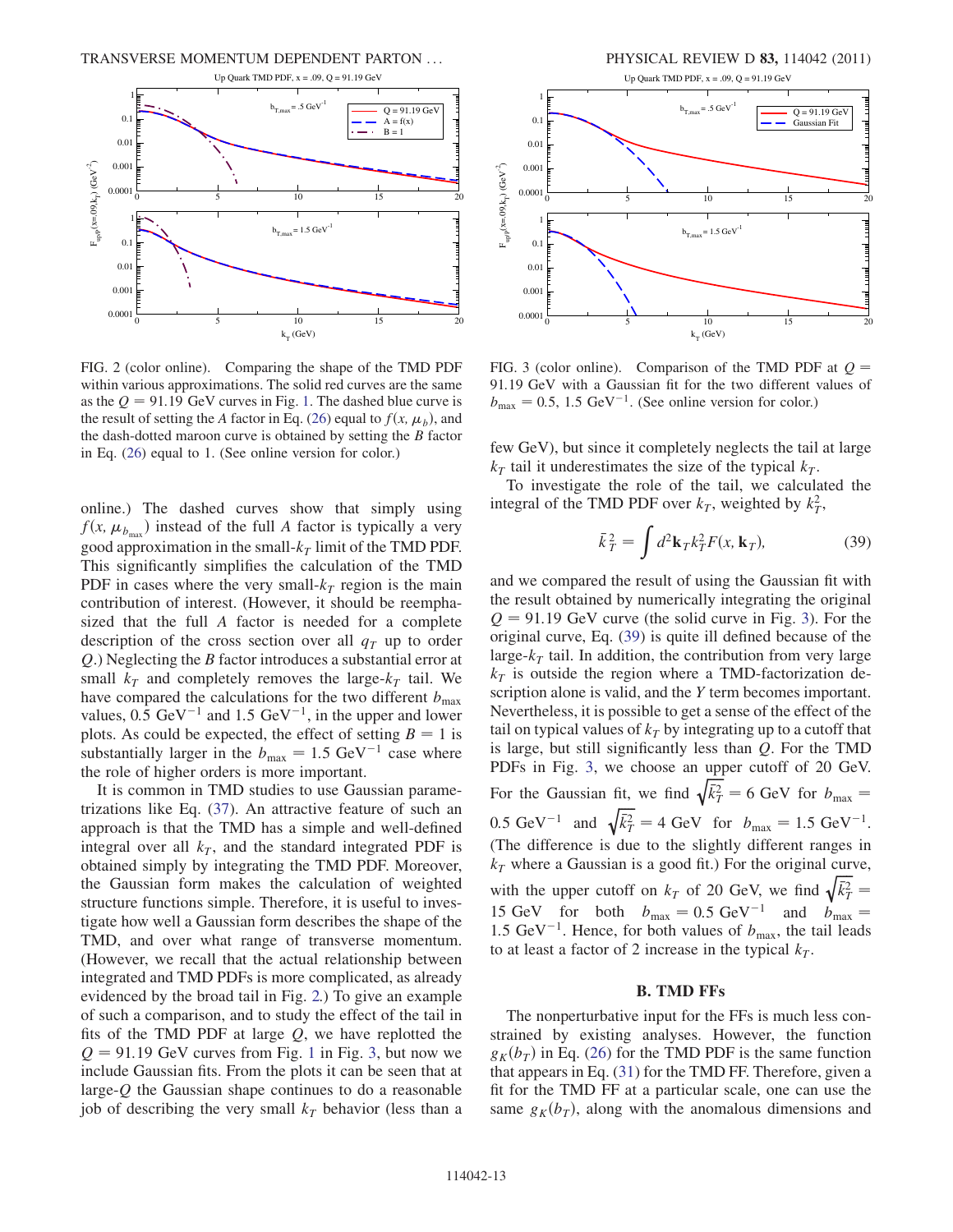FIG. 2 (color online). Comparing the shape of the TMD PDF within various approximations. The solid red curves are the same as the $Q = 91.19$ GeV curves in Fig. 1. The dashed blue curve is the result of setting the $A$ factor in Eq. (26) equal to $f(x, \mu_b)$, and the dash-dotted maroon curve is obtained by setting the $B$ factor in Eq. (26) equal to 1. (See online version for color.)

FIG. 3 (color online). Comparison of the TMD PDF at $Q = 91.19$ GeV with a Gaussian fit for the two different values of $b_{\max} = 0.5, 1.5$ GeV$^{-1}$. (See online version for color.)

online.) The dashed curves show that simply using $f(x, \mu_{b_{\max}})$ instead of the full $A$ factor is typically a very good approximation in the small-$k_T$ limit of the TMD PDF. This significantly simplifies the calculation of the TMD PDF in cases where the very small-$k_T$ region is the main contribution of interest. (However, it should be reemphasized that the full $A$ factor is needed for a complete description of the cross section over all $q_T$ up to order $Q$.) Neglecting the $B$ factor introduces a substantial error at small $k_T$ and completely removes the large-$k_T$ tail. We have compared the calculations for the two different $b_{\max}$ values, 0.5 GeV$^{-1}$ and 1.5 GeV$^{-1}$, in the upper and lower plots. As could be expected, the effect of setting $B = 1$ is substantially larger in the $b_{\max} = 1.5$ GeV$^{-1}$ case where the role of higher orders is more important.

It is common in TMD studies to use Gaussian parametrizations like Eq. (37). An attractive feature of such an approach is that the TMD has a simple and well-defined integral over all $k_T$, and the standard integrated PDF is obtained simply by integrating the TMD PDF. Moreover, the Gaussian form makes the calculation of weighted structure functions simple. Therefore, it is useful to investigate how well a Gaussian form describes the shape of the TMD, and over what range of transverse momentum. (However, we recall that the actual relationship between integrated and TMD PDFs is more complicated, as already evidenced by the broad tail in Fig. 2.) To give an example of such a comparison, and to study the effect of the tail in fits of the TMD PDF at large $Q$, we have replotted the $Q = 91.19$ GeV curves from Fig. 1 in Fig. 3, but now we include Gaussian fits. From the plots it can be seen that at large-$Q$ the Gaussian shape continues to do a reasonable job of describing the very small $k_T$ behavior (less than a few GeV), but since it completely neglects the tail at large $k_T$ tail it underestimates the size of the typical $k_T$.

To investigate the role of the tail, we calculated the integral of the TMD PDF over $k_T$, weighted by $k_T^2$,

$$\bar{k}_T^2 = \int d^2\mathbf{k}_T k_T^2 F(x, \mathbf{k}_T), \tag{39}$$

and we compared the result of using the Gaussian fit with the result obtained by numerically integrating the original $Q = 91.19$ GeV curve (the solid curve in Fig. 3). For the original curve, Eq. (39) is quite ill defined because of the large-$k_T$ tail. In addition, the contribution from very large $k_T$ is outside the region where a TMD-factorization description alone is valid, and the $Y$ term becomes important. Nevertheless, it is possible to get a sense of the effect of the tail on typical values of $k_T$ by integrating up to a cutoff that is large, but still significantly less than $Q$. For the TMD PDFs in Fig. 3, we choose an upper cutoff of 20 GeV. For the Gaussian fit, we find $\sqrt{\bar{k}_T^2} = 6$ GeV for $b_{\max} = 0.5$ GeV$^{-1}$ and $\sqrt{\bar{k}_T^2} = 4$ GeV for $b_{\max} = 1.5$ GeV$^{-1}$. (The difference is due to the slightly different ranges in $k_T$ where a Gaussian is a good fit.) For the original curve, with the upper cutoff on $k_T$ of 20 GeV, we find $\sqrt{\bar{k}_T^2} = 15$ GeV for both $b_{\max} = 0.5$ GeV$^{-1}$ and $b_{\max} = 1.5$ GeV$^{-1}$. Hence, for both values of $b_{\max}$, the tail leads to at least a factor of 2 increase in the typical $k_T$.

### B. TMD FFs

The nonperturbative input for the FFs is much less constrained by existing analyses. However, the function $g_K(b_T)$ in Eq. (26) for the TMD PDF is the same function that appears in Eq. (31) for the TMD FF. Therefore, given a fit for the TMD FF at a particular scale, one can use the same $g_K(b_T)$, along with the anomalous dimensions and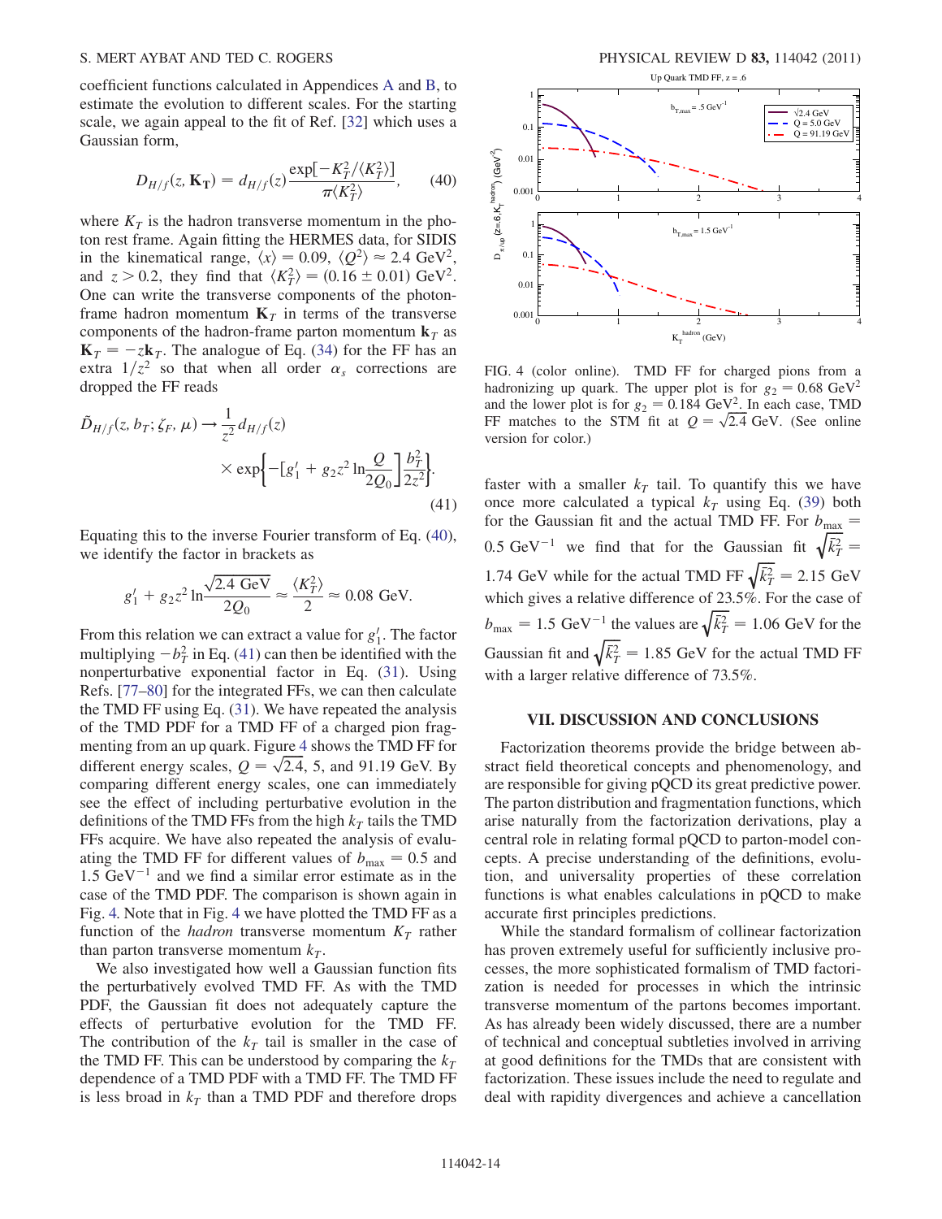coefficient functions calculated in Appendices A and B, to estimate the evolution to different scales. For the starting scale, we again appeal to the fit of Ref. [32] which uses a Gaussian form,

$$D_{H/f}(z, \mathbf{K_T}) = d_{H/f}(z)\frac{\exp[-K_T^2/\langle K_T^2\rangle]}{\pi\langle K_T^2\rangle}, \tag{40}$$

where $K_T$ is the hadron transverse momentum in the photon rest frame. Again fitting the HERMES data, for SIDIS in the kinematical range, $\langle x\rangle = 0.09$, $\langle Q^2\rangle \approx 2.4\ \text{GeV}^2$, and $z > 0.2$, they find that $\langle K_T^2\rangle = (0.16 \pm 0.01)\ \text{GeV}^2$. One can write the transverse components of the photon-frame hadron momentum $\mathbf{K}_T$ in terms of the transverse components of the hadron-frame parton momentum $\mathbf{k}_T$ as $\mathbf{K}_T = -z\mathbf{k}_T$. The analogue of Eq. (34) for the FF has an extra $1/z^2$ so that when all order $\alpha_s$ corrections are dropped the FF reads

$$\tilde{D}_{H/f}(z, b_T; \zeta_F, \mu) \rightarrow \frac{1}{z^2}d_{H/f}(z) \times \exp\left\{-\left[g_1' + g_2 z^2 \ln\frac{Q}{2Q_0}\right]\frac{b_T^2}{2z^2}\right\}. \tag{41}$$

Equating this to the inverse Fourier transform of Eq. (40), we identify the factor in brackets as

$$g_1' + g_2 z^2 \ln\frac{\sqrt{2.4}\ \text{GeV}}{2Q_0} \approx \frac{\langle K_T^2\rangle}{2} \approx 0.08\ \text{GeV}.$$

From this relation we can extract a value for $g_1'$. The factor multiplying $-b_T^2$ in Eq. (41) can then be identified with the nonperturbative exponential factor in Eq. (31). Using Refs. [77–80] for the integrated FFs, we can then calculate the TMD FF using Eq. (31). We have repeated the analysis of the TMD PDF for a TMD FF of a charged pion fragmenting from an up quark. Figure 4 shows the TMD FF for different energy scales, $Q = \sqrt{2.4}$, 5, and 91.19 GeV. By comparing different energy scales, one can immediately see the effect of including perturbative evolution in the definitions of the TMD FFs from the high $k_T$ tails the TMD FFs acquire. We have also repeated the analysis of evaluating the TMD FF for different values of $b_{\text{max}} = 0.5$ and $1.5\ \text{GeV}^{-1}$ and we find a similar error estimate as in the case of the TMD PDF. The comparison is shown again in Fig. 4. Note that in Fig. 4 we have plotted the TMD FF as a function of the *hadron* transverse momentum $K_T$ rather than parton transverse momentum $k_T$.

We also investigated how well a Gaussian function fits the perturbatively evolved TMD FF. As with the TMD PDF, the Gaussian fit does not adequately capture the effects of perturbative evolution for the TMD FF. The contribution of the $k_T$ tail is smaller in the case of the TMD FF. This can be understood by comparing the $k_T$ dependence of a TMD PDF with a TMD FF. The TMD FF is less broad in $k_T$ than a TMD PDF and therefore drops faster with a smaller $k_T$ tail. To quantify this we have once more calculated a typical $k_T$ using Eq. (39) both for the Gaussian fit and the actual TMD FF. For $b_{\text{max}} = 0.5\ \text{GeV}^{-1}$ we find that for the Gaussian fit $\sqrt{\bar{k}_T^2} = 1.74\ \text{GeV}$ while for the actual TMD FF $\sqrt{\bar{k}_T^2} = 2.15\ \text{GeV}$ which gives a relative difference of 23.5%. For the case of $b_{\text{max}} = 1.5\ \text{GeV}^{-1}$ the values are $\sqrt{\bar{k}_T^2} = 1.06\ \text{GeV}$ for the Gaussian fit and $\sqrt{\bar{k}_T^2} = 1.85\ \text{GeV}$ for the actual TMD FF with a larger relative difference of 73.5%.

FIG. 4 (color online). TMD FF for charged pions from a hadronizing up quark. The upper plot is for $g_2 = 0.68\ \text{GeV}^2$ and the lower plot is for $g_2 = 0.184\ \text{GeV}^2$. In each case, TMD FF matches to the STM fit at $Q = \sqrt{2.4}$ GeV. (See online version for color.)

## VII. DISCUSSION AND CONCLUSIONS

Factorization theorems provide the bridge between abstract field theoretical concepts and phenomenology, and are responsible for giving pQCD its great predictive power. The parton distribution and fragmentation functions, which arise naturally from the factorization derivations, play a central role in relating formal pQCD to parton-model concepts. A precise understanding of the definitions, evolution, and universality properties of these correlation functions is what enables calculations in pQCD to make accurate first principles predictions.

While the standard formalism of collinear factorization has proven extremely useful for sufficiently inclusive processes, the more sophisticated formalism of TMD factorization is needed for processes in which the intrinsic transverse momentum of the partons becomes important. As has already been widely discussed, there are a number of technical and conceptual subtleties involved in arriving at good definitions for the TMDs that are consistent with factorization. These issues include the need to regulate and deal with rapidity divergences and achieve a cancellation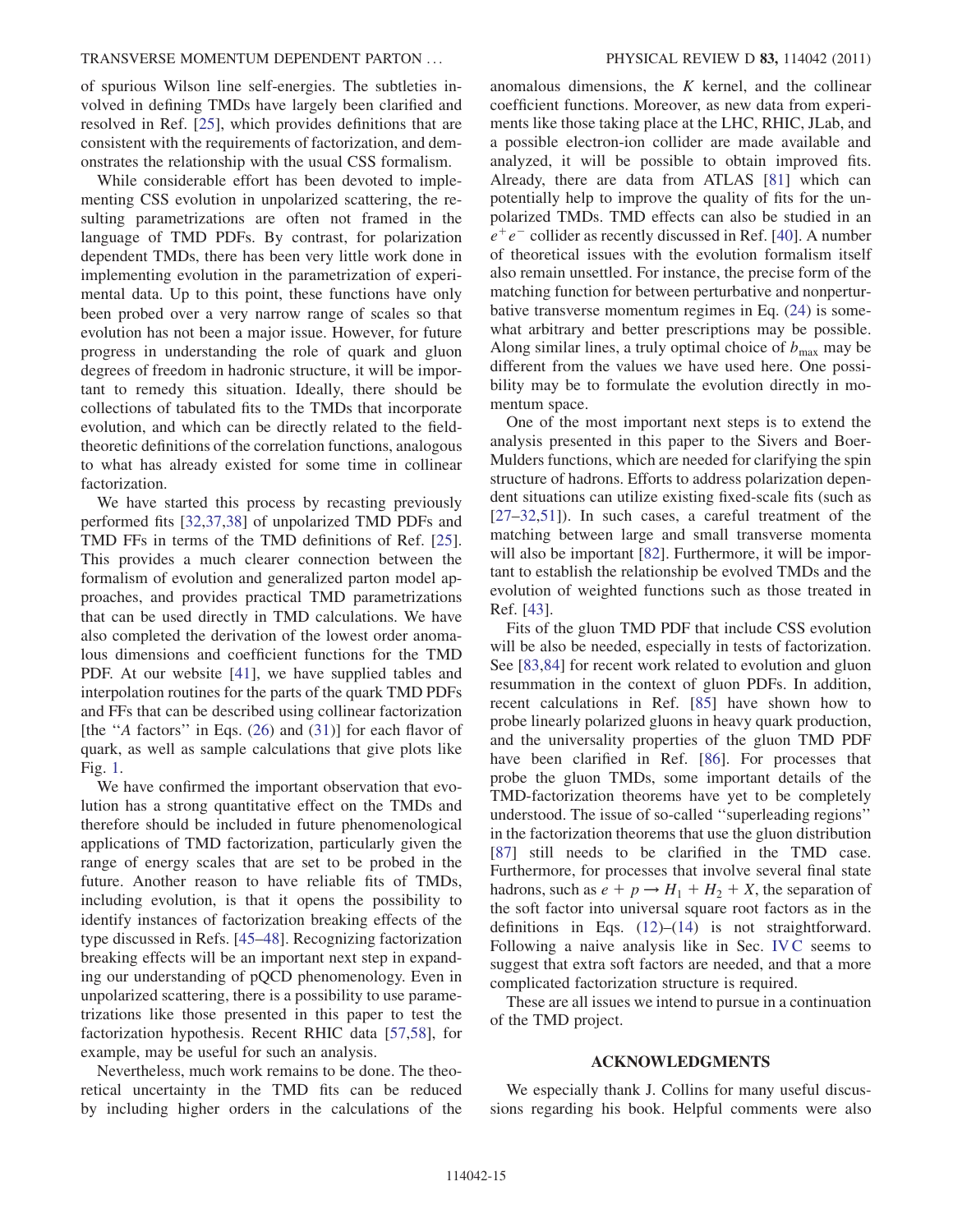of spurious Wilson line self-energies. The subtleties involved in defining TMDs have largely been clarified and resolved in Ref. [25], which provides definitions that are consistent with the requirements of factorization, and demonstrates the relationship with the usual CSS formalism.

While considerable effort has been devoted to implementing CSS evolution in unpolarized scattering, the resulting parametrizations are often not framed in the language of TMD PDFs. By contrast, for polarization dependent TMDs, there has been very little work done in implementing evolution in the parametrization of experimental data. Up to this point, these functions have only been probed over a very narrow range of scales so that evolution has not been a major issue. However, for future progress in understanding the role of quark and gluon degrees of freedom in hadronic structure, it will be important to remedy this situation. Ideally, there should be collections of tabulated fits to the TMDs that incorporate evolution, and which can be directly related to the field-theoretic definitions of the correlation functions, analogous to what has already existed for some time in collinear factorization.

We have started this process by recasting previously performed fits [32,37,38] of unpolarized TMD PDFs and TMD FFs in terms of the TMD definitions of Ref. [25]. This provides a much clearer connection between the formalism of evolution and generalized parton model approaches, and provides practical TMD parametrizations that can be used directly in TMD calculations. We have also completed the derivation of the lowest order anomalous dimensions and coefficient functions for the TMD PDF. At our website [41], we have supplied tables and interpolation routines for the parts of the quark TMD PDFs and FFs that can be described using collinear factorization [the "$A$ factors" in Eqs. (26) and (31)] for each flavor of quark, as well as sample calculations that give plots like Fig. 1.

We have confirmed the important observation that evolution has a strong quantitative effect on the TMDs and therefore should be included in future phenomenological applications of TMD factorization, particularly given the range of energy scales that are set to be probed in the future. Another reason to have reliable fits of TMDs, including evolution, is that it opens the possibility to identify instances of factorization breaking effects of the type discussed in Refs. [45–48]. Recognizing factorization breaking effects will be an important next step in expanding our understanding of pQCD phenomenology. Even in unpolarized scattering, there is a possibility to use parametrizations like those presented in this paper to test the factorization hypothesis. Recent RHIC data [57,58], for example, may be useful for such an analysis.

Nevertheless, much work remains to be done. The theoretical uncertainty in the TMD fits can be reduced by including higher orders in the calculations of the anomalous dimensions, the $K$ kernel, and the collinear coefficient functions. Moreover, as new data from experiments like those taking place at the LHC, RHIC, JLab, and a possible electron-ion collider are made available and analyzed, it will be possible to obtain improved fits. Already, there are data from ATLAS [81] which can potentially help to improve the quality of fits for the unpolarized TMDs. TMD effects can also be studied in an $e^+e^-$ collider as recently discussed in Ref. [40]. A number of theoretical issues with the evolution formalism itself also remain unsettled. For instance, the precise form of the matching function for between perturbative and nonperturbative transverse momentum regimes in Eq. (24) is somewhat arbitrary and better prescriptions may be possible. Along similar lines, a truly optimal choice of $b_{\max}$ may be different from the values we have used here. One possibility may be to formulate the evolution directly in momentum space.

One of the most important next steps is to extend the analysis presented in this paper to the Sivers and Boer-Mulders functions, which are needed for clarifying the spin structure of hadrons. Efforts to address polarization dependent situations can utilize existing fixed-scale fits (such as [27–32,51]). In such cases, a careful treatment of the matching between large and small transverse momenta will also be important [82]. Furthermore, it will be important to establish the relationship be evolved TMDs and the evolution of weighted functions such as those treated in Ref. [43].

Fits of the gluon TMD PDF that include CSS evolution will be also be needed, especially in tests of factorization. See [83,84] for recent work related to evolution and gluon resummation in the context of gluon PDFs. In addition, recent calculations in Ref. [85] have shown how to probe linearly polarized gluons in heavy quark production, and the universality properties of the gluon TMD PDF have been clarified in Ref. [86]. For processes that probe the gluon TMDs, some important details of the TMD-factorization theorems have yet to be completely understood. The issue of so-called "superleading regions" in the factorization theorems that use the gluon distribution [87] still needs to be clarified in the TMD case. Furthermore, for processes that involve several final state hadrons, such as $e + p \to H_1 + H_2 + X$, the separation of the soft factor into universal square root factors as in the definitions in Eqs. (12)–(14) is not straightforward. Following a naive analysis like in Sec. IV C seems to suggest that extra soft factors are needed, and that a more complicated factorization structure is required.

These are all issues we intend to pursue in a continuation of the TMD project.

## ACKNOWLEDGMENTS

We especially thank J. Collins for many useful discussions regarding his book. Helpful comments were also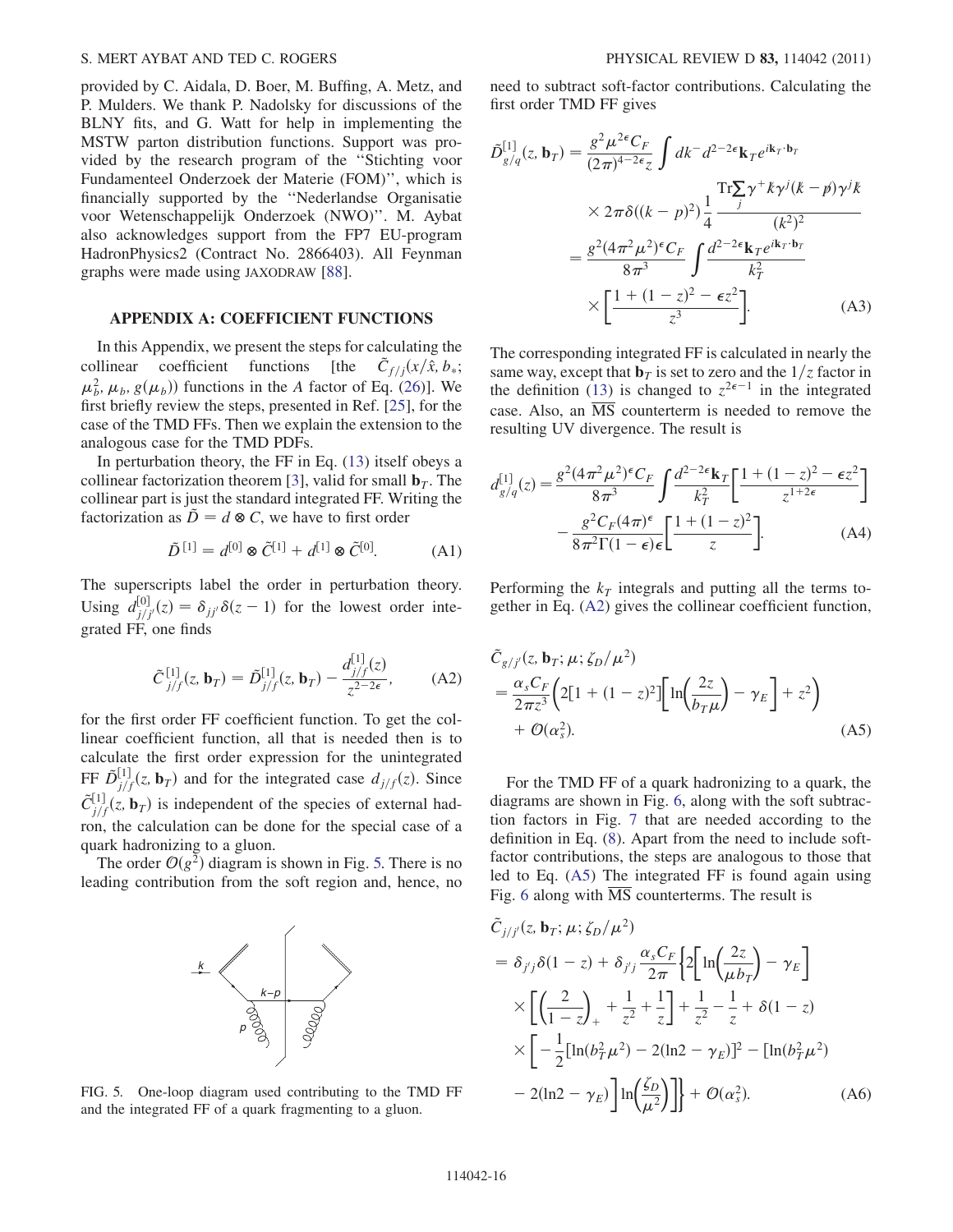provided by C. Aidala, D. Boer, M. Buffing, A. Metz, and P. Mulders. We thank P. Nadolsky for discussions of the BLNY fits, and G. Watt for help in implementing the MSTW parton distribution functions. Support was provided by the research program of the "Stichting voor Fundamenteel Onderzoek der Materie (FOM)", which is financially supported by the "Nederlandse Organisatie voor Wetenschappelijk Onderzoek (NWO)". M. Aybat also acknowledges support from the FP7 EU-program HadronPhysics2 (Contract No. 2866403). All Feynman graphs were made using JAXODRAW [88].

## APPENDIX A: COEFFICIENT FUNCTIONS

In this Appendix, we present the steps for calculating the collinear coefficient functions [the $\tilde{C}_{f/j}(x/\hat{x}, b_*; \mu_b^2, \mu_b, g(\mu_b))$ functions in the $A$ factor of Eq. (26)]. We first briefly review the steps, presented in Ref. [25], for the case of the TMD FFs. Then we explain the extension to the analogous case for the TMD PDFs.

In perturbation theory, the FF in Eq. (13) itself obeys a collinear factorization theorem [3], valid for small $\mathbf{b}_T$. The collinear part is just the standard integrated FF. Writing the factorization as $\tilde{D} = d \otimes C$, we have to first order

$$\tilde{D}^{[1]} = d^{[0]} \otimes \tilde{C}^{[1]} + d^{[1]} \otimes \tilde{C}^{[0]}. \tag{A1}$$

The superscripts label the order in perturbation theory. Using $d^{[0]}_{j/j'}(z) = \delta_{jj'}\delta(z-1)$ for the lowest order integrated FF, one finds

$$\tilde{C}^{[1]}_{j/f}(z, \mathbf{b}_T) = \tilde{D}^{[1]}_{j/f}(z, \mathbf{b}_T) - \frac{d^{[1]}_{j/f}(z)}{z^{2-2\epsilon}}, \tag{A2}$$

for the first order FF coefficient function. To get the collinear coefficient function, all that is needed then is to calculate the first order expression for the unintegrated FF $\tilde{D}^{[1]}_{j/f}(z, \mathbf{b}_T)$ and for the integrated case $d_{j/f}(z)$. Since $\tilde{C}^{[1]}_{j/f}(z, \mathbf{b}_T)$ is independent of the species of external hadron, the calculation can be done for the special case of a quark hadronizing to a gluon.

The order $\mathcal{O}(g^2)$ diagram is shown in Fig. 5. There is no leading contribution from the soft region and, hence, no need to subtract soft-factor contributions. Calculating the first order TMD FF gives

FIG. 5. One-loop diagram used contributing to the TMD FF and the integrated FF of a quark fragmenting to a gluon.

$$\begin{aligned}
\tilde{D}^{[1]}_{g/q}(z, \mathbf{b}_T) &= \frac{g^2\mu^{2\epsilon}C_F}{(2\pi)^{4-2\epsilon}z}\int dk^- d^{2-2\epsilon}\mathbf{k}_T e^{i\mathbf{k}_T\cdot\mathbf{b}_T} \\
&\quad\times 2\pi\delta((k-p)^2)\frac{1}{4}\frac{\mathrm{Tr}\sum_j \gamma^+ \not{k}\gamma^j(\not{k}-\not{p})\gamma^j\not{k}}{(k^2)^2} \\
&= \frac{g^2(4\pi^2\mu^2)^\epsilon C_F}{8\pi^3}\int\frac{d^{2-2\epsilon}\mathbf{k}_T e^{i\mathbf{k}_T\cdot\mathbf{b}_T}}{k_T^2} \\
&\quad\times\left[\frac{1+(1-z)^2-\epsilon z^2}{z^3}\right].
\end{aligned} \tag{A3}$$

The corresponding integrated FF is calculated in nearly the same way, except that $\mathbf{b}_T$ is set to zero and the $1/z$ factor in the definition (13) is changed to $z^{2\epsilon-1}$ in the integrated case. Also, an $\overline{\text{MS}}$ counterterm is needed to remove the resulting UV divergence. The result is

$$\begin{aligned}
d^{[1]}_{g/q}(z) &= \frac{g^2(4\pi^2\mu^2)^\epsilon C_F}{8\pi^3}\int\frac{d^{2-2\epsilon}\mathbf{k}_T}{k_T^2}\left[\frac{1+(1-z)^2-\epsilon z^2}{z^{1+2\epsilon}}\right] \\
&\quad - \frac{g^2 C_F(4\pi)^\epsilon}{8\pi^2\Gamma(1-\epsilon)\epsilon}\left[\frac{1+(1-z)^2}{z}\right].
\end{aligned} \tag{A4}$$

Performing the $k_T$ integrals and putting all the terms together in Eq. (A2) gives the collinear coefficient function,

$$\begin{aligned}
&\tilde{C}_{g/j'}(z, \mathbf{b}_T; \mu; \zeta_D/\mu^2) \\
&= \frac{\alpha_s C_F}{2\pi z^3}\left(2[1+(1-z)^2]\left[\ln\left(\frac{2z}{b_T\mu}\right) - \gamma_E\right] + z^2\right) \\
&\quad + \mathcal{O}(\alpha_s^2).
\end{aligned} \tag{A5}$$

For the TMD FF of a quark hadronizing to a quark, the diagrams are shown in Fig. 6, along with the soft subtraction factors in Fig. 7 that are needed according to the definition in Eq. (8). Apart from the need to include soft-factor contributions, the steps are analogous to those that led to Eq. (A5) The integrated FF is found again using Fig. 6 along with $\overline{\text{MS}}$ counterterms. The result is

$$\begin{aligned}
&\tilde{C}_{j/j'}(z, \mathbf{b}_T; \mu; \zeta_D/\mu^2) \\
&= \delta_{j'j}\delta(1-z) + \delta_{j'j}\frac{\alpha_s C_F}{2\pi}\bigg\{2\left[\ln\left(\frac{2z}{\mu b_T}\right) - \gamma_E\right] \\
&\quad\times\left[\left(\frac{2}{1-z}\right)_+ + \frac{1}{z^2} + \frac{1}{z}\right] + \frac{1}{z^2} - \frac{1}{z} + \delta(1-z) \\
&\quad\times\bigg[-\frac{1}{2}[\ln(b_T^2\mu^2) - 2(\ln 2 - \gamma_E)]^2 - [\ln(b_T^2\mu^2) \\
&\quad - 2(\ln 2 - \gamma_E)]\ln\left(\frac{\zeta_D}{\mu^2}\right)\bigg]\bigg\} + \mathcal{O}(\alpha_s^2).
\end{aligned} \tag{A6}$$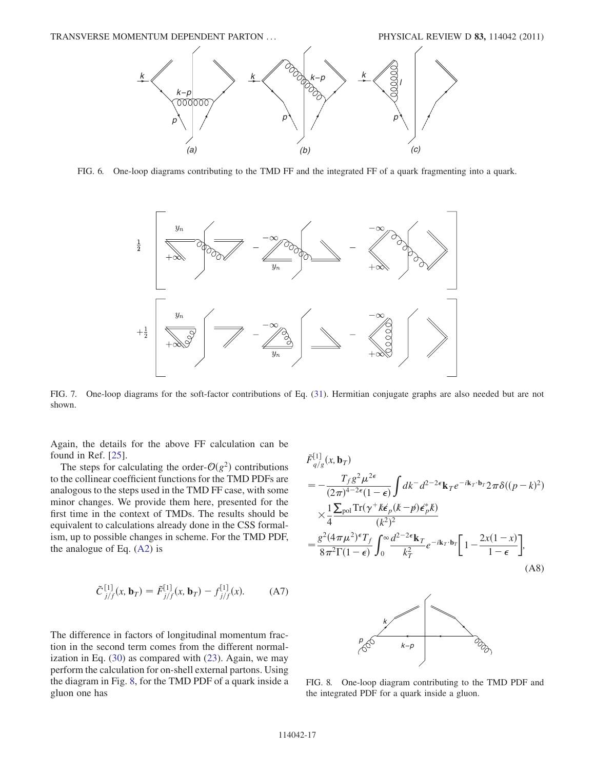FIG. 6. One-loop diagrams contributing to the TMD FF and the integrated FF of a quark fragmenting into a quark.

FIG. 7. One-loop diagrams for the soft-factor contributions of Eq. (31). Hermitian conjugate graphs are also needed but are not shown.

Again, the details for the above FF calculation can be found in Ref. [25].

The steps for calculating the order-$\mathcal{O}(g^2)$ contributions to the collinear coefficient functions for the TMD PDFs are analogous to the steps used in the TMD FF case, with some minor changes. We provide them here, presented for the first time in the context of TMDs. The results should be equivalent to calculations already done in the CSS formalism, up to possible changes in scheme. For the TMD PDF, the analogue of Eq. (A2) is

$$\tilde{C}^{[1]}_{j/f}(x, \mathbf{b}_T) = \tilde{F}^{[1]}_{j/f}(x, \mathbf{b}_T) - f^{[1]}_{j/f}(x). \tag{A7}$$

The difference in factors of longitudinal momentum fraction in the second term comes from the different normalization in Eq. (30) as compared with (23). Again, we may perform the calculation for on-shell external partons. Using the diagram in Fig. 8, for the TMD PDF of a quark inside a gluon one has

$$
\begin{aligned}
&\tilde{F}^{[1]}_{q/g}(x, \mathbf{b}_T) \\
&= -\frac{T_f g^2 \mu^{2\epsilon}}{(2\pi)^{4-2\epsilon}(1-\epsilon)} \int dk^- d^{2-2\epsilon}\mathbf{k}_T e^{-i\mathbf{k}_T\cdot\mathbf{b}_T} 2\pi\delta((p-k)^2) \\
&\quad \times \frac{1}{4}\frac{\sum_{\text{pol}} \text{Tr}(\gamma^+ \not{k}\not{\epsilon}_p(\not{k}-\not{p})\not{\epsilon}^*_p\not{k})}{(k^2)^2} \\
&= \frac{g^2(4\pi\mu^2)^\epsilon T_f}{8\pi^2\Gamma(1-\epsilon)} \int_0^\infty \frac{d^{2-2\epsilon}\mathbf{k}_T}{k_T^2} e^{-i\mathbf{k}_T\cdot\mathbf{b}_T}\left[1 - \frac{2x(1-x)}{1-\epsilon}\right],
\end{aligned}
\tag{A8}
$$

FIG. 8. One-loop diagram contributing to the TMD PDF and the integrated PDF for a quark inside a gluon.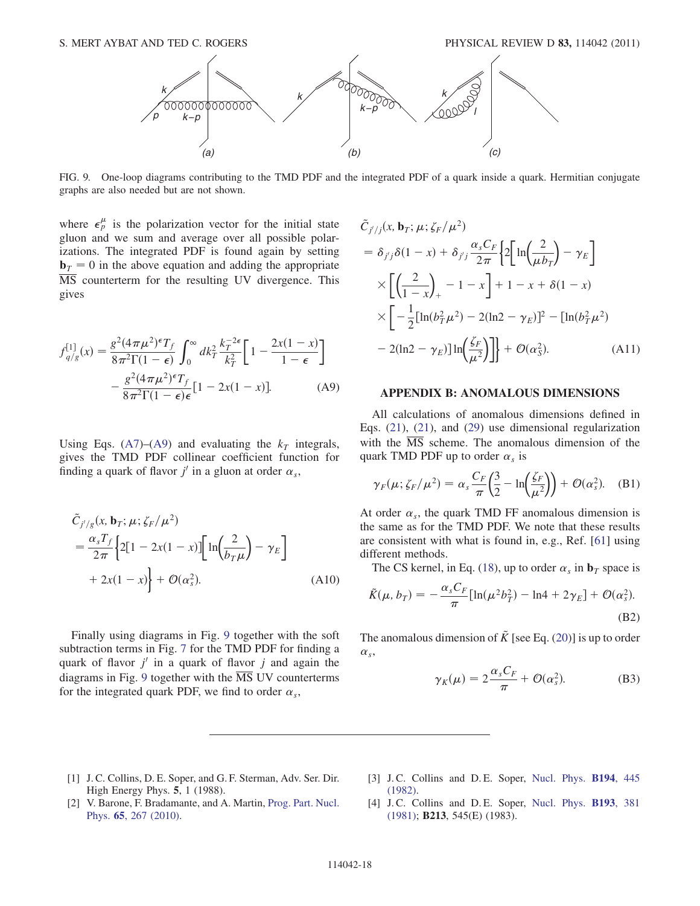FIG. 9. One-loop diagrams contributing to the TMD PDF and the integrated PDF of a quark inside a quark. Hermitian conjugate graphs are also needed but are not shown.

where $\epsilon_p^\mu$ is the polarization vector for the initial state gluon and we sum and average over all possible polarizations. The integrated PDF is found again by setting $\mathbf{b}_T = 0$ in the above equation and adding the appropriate $\overline{\text{MS}}$ counterterm for the resulting UV divergence. This gives

$$f_{q/g}^{[1]}(x) = \frac{g^2(4\pi\mu^2)^\epsilon T_f}{8\pi^2\Gamma(1-\epsilon)} \int_0^\infty dk_T^2 \frac{k_T^{-2\epsilon}}{k_T^2}\left[1 - \frac{2x(1-x)}{1-\epsilon}\right] - \frac{g^2(4\pi\mu^2)^\epsilon T_f}{8\pi^2\Gamma(1-\epsilon)\epsilon}[1 - 2x(1-x)]. \tag{A9}$$

Using Eqs. (A7)–(A9) and evaluating the $k_T$ integrals, gives the TMD PDF collinear coefficient function for finding a quark of flavor $j'$ in a gluon at order $\alpha_s$,

$$\tilde{C}_{j'/g}(x, \mathbf{b}_T; \mu; \zeta_F/\mu^2) = \frac{\alpha_s T_f}{2\pi}\left\{2[1 - 2x(1-x)]\left[\ln\left(\frac{2}{b_T\mu}\right) - \gamma_E\right] + 2x(1-x)\right\} + \mathcal{O}(\alpha_s^2). \tag{A10}$$

Finally using diagrams in Fig. 9 together with the soft subtraction terms in Fig. 7 for the TMD PDF for finding a quark of flavor $j'$ in a quark of flavor $j$ and again the diagrams in Fig. 9 together with the $\overline{\text{MS}}$ UV counterterms for the integrated quark PDF, we find to order $\alpha_s$,

$$\begin{aligned}
&\tilde{C}_{j'/j}(x, \mathbf{b}_T; \mu; \zeta_F/\mu^2) \\
&= \delta_{j'j}\delta(1-x) + \delta_{j'j}\frac{\alpha_s C_F}{2\pi}\left\{2\left[\ln\left(\frac{2}{\mu b_T}\right) - \gamma_E\right]\right. \\
&\quad \times\left[\left(\frac{2}{1-x}\right)_+ - 1 - x\right] + 1 - x + \delta(1-x) \\
&\quad \times\left[-\frac{1}{2}[\ln(b_T^2\mu^2) - 2(\ln 2 - \gamma_E)]^2 - [\ln(b_T^2\mu^2)\right. \\
&\quad \left.\left. - 2(\ln 2 - \gamma_E)]\ln\left(\frac{\zeta_F}{\mu^2}\right)\right]\right\} + \mathcal{O}(\alpha_S^2).
\end{aligned} \tag{A11}$$

## APPENDIX B: ANOMALOUS DIMENSIONS

All calculations of anomalous dimensions defined in Eqs. (21), (21), and (29) use dimensional regularization with the $\overline{\text{MS}}$ scheme. The anomalous dimension of the quark TMD PDF up to order $\alpha_s$ is

$$\gamma_F(\mu; \zeta_F/\mu^2) = \alpha_s\frac{C_F}{\pi}\left(\frac{3}{2} - \ln\left(\frac{\zeta_F}{\mu^2}\right)\right) + \mathcal{O}(\alpha_s^2). \tag{B1}$$

At order $\alpha_s$, the quark TMD FF anomalous dimension is the same as for the TMD PDF. We note that these results are consistent with what is found in, e.g., Ref. [61] using different methods.

The CS kernel, in Eq. (18), up to order $\alpha_s$ in $\mathbf{b}_T$ space is

$$\tilde{K}(\mu, b_T) = -\frac{\alpha_s C_F}{\pi}[\ln(\mu^2 b_T^2) - \ln 4 + 2\gamma_E] + \mathcal{O}(\alpha_s^2). \tag{B2}$$

The anomalous dimension of $\tilde{K}$ [see Eq. (20)] is up to order $\alpha_s$,

$$\gamma_K(\mu) = 2\frac{\alpha_s C_F}{\pi} + \mathcal{O}(\alpha_s^2). \tag{B3}$$

---

[1] J. C. Collins, D. E. Soper, and G. F. Sterman, Adv. Ser. Dir. High Energy Phys. **5**, 1 (1988).

[2] V. Barone, F. Bradamante, and A. Martin, Prog. Part. Nucl. Phys. **65**, 267 (2010).

[3] J. C. Collins and D. E. Soper, Nucl. Phys. **B194**, 445 (1982).

[4] J. C. Collins and D. E. Soper, Nucl. Phys. **B193**, 381 (1981); **B213**, 545(E) (1983).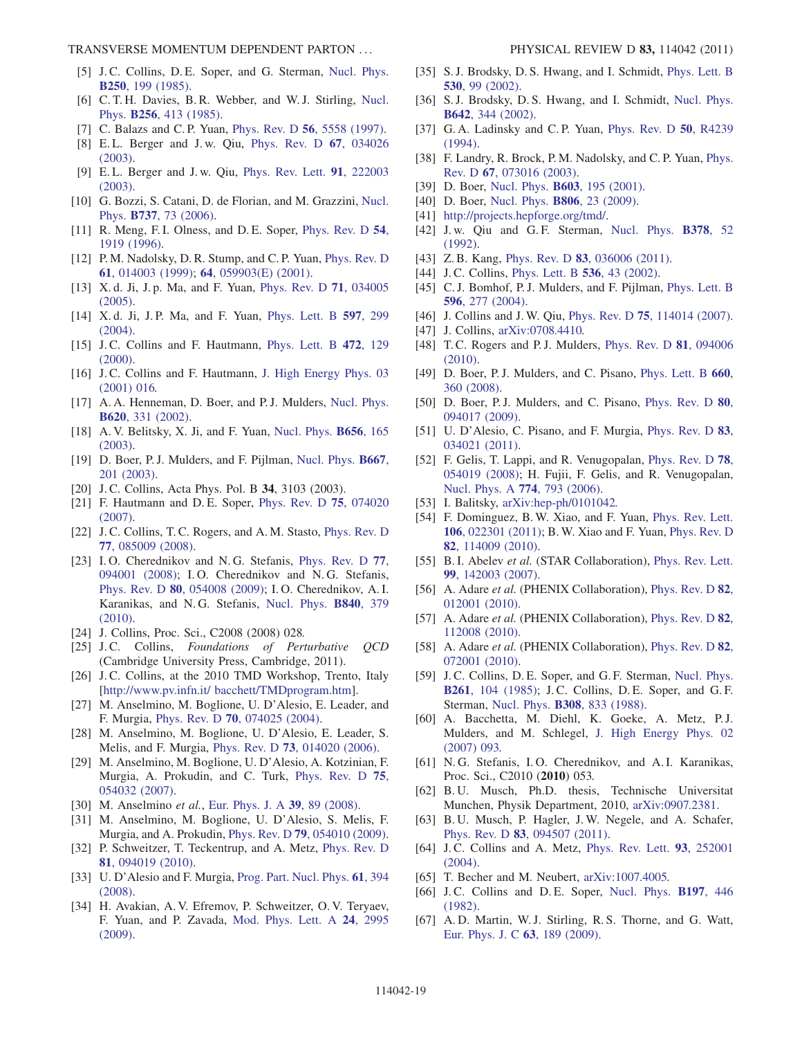[5] J. C. Collins, D. E. Soper, and G. Sterman, Nucl. Phys. **B250**, 199 (1985).

[6] C. T. H. Davies, B. R. Webber, and W. J. Stirling, Nucl. Phys. **B256**, 413 (1985).

[7] C. Balazs and C. P. Yuan, Phys. Rev. D **56**, 5558 (1997).

[8] E. L. Berger and J. w. Qiu, Phys. Rev. D **67**, 034026 (2003).

[9] E. L. Berger and J. w. Qiu, Phys. Rev. Lett. **91**, 222003 (2003).

[10] G. Bozzi, S. Catani, D. de Florian, and M. Grazzini, Nucl. Phys. **B737**, 73 (2006).

[11] R. Meng, F. I. Olness, and D. E. Soper, Phys. Rev. D **54**, 1919 (1996).

[12] P. M. Nadolsky, D. R. Stump, and C. P. Yuan, Phys. Rev. D **61**, 014003 (1999); **64**, 059903(E) (2001).

[13] X. d. Ji, J. p. Ma, and F. Yuan, Phys. Rev. D **71**, 034005 (2005).

[14] X. d. Ji, J. P. Ma, and F. Yuan, Phys. Lett. B **597**, 299 (2004).

[15] J. C. Collins and F. Hautmann, Phys. Lett. B **472**, 129 (2000).

[16] J. C. Collins and F. Hautmann, J. High Energy Phys. 03 (2001) 016.

[17] A. A. Henneman, D. Boer, and P. J. Mulders, Nucl. Phys. **B620**, 331 (2002).

[18] A. V. Belitsky, X. Ji, and F. Yuan, Nucl. Phys. **B656**, 165 (2003).

[19] D. Boer, P. J. Mulders, and F. Pijlman, Nucl. Phys. **B667**, 201 (2003).

[20] J. C. Collins, Acta Phys. Pol. B **34**, 3103 (2003).

[21] F. Hautmann and D. E. Soper, Phys. Rev. D **75**, 074020 (2007).

[22] J. C. Collins, T. C. Rogers, and A. M. Stasto, Phys. Rev. D **77**, 085009 (2008).

[23] I. O. Cherednikov and N. G. Stefanis, Phys. Rev. D **77**, 094001 (2008); I. O. Cherednikov and N. G. Stefanis, Phys. Rev. D **80**, 054008 (2009); I. O. Cherednikov, A. I. Karanikas, and N. G. Stefanis, Nucl. Phys. **B840**, 379 (2010).

[24] J. Collins, Proc. Sci., C2008 (2008) 028.

[25] J. C. Collins, *Foundations of Perturbative QCD* (Cambridge University Press, Cambridge, 2011).

[26] J. C. Collins, at the 2010 TMD Workshop, Trento, Italy [http://www.pv.infn.it/ bacchett/TMDprogram.htm].

[27] M. Anselmino, M. Boglione, U. D'Alesio, E. Leader, and F. Murgia, Phys. Rev. D **70**, 074025 (2004).

[28] M. Anselmino, M. Boglione, U. D'Alesio, E. Leader, S. Melis, and F. Murgia, Phys. Rev. D **73**, 014020 (2006).

[29] M. Anselmino, M. Boglione, U. D'Alesio, A. Kotzinian, F. Murgia, A. Prokudin, and C. Turk, Phys. Rev. D **75**, 054032 (2007).

[30] M. Anselmino *et al.*, Eur. Phys. J. A **39**, 89 (2008).

[31] M. Anselmino, M. Boglione, U. D'Alesio, S. Melis, F. Murgia, and A. Prokudin, Phys. Rev. D **79**, 054010 (2009).

[32] P. Schweitzer, T. Teckentrup, and A. Metz, Phys. Rev. D **81**, 094019 (2010).

[33] U. D'Alesio and F. Murgia, Prog. Part. Nucl. Phys. **61**, 394 (2008).

[34] H. Avakian, A. V. Efremov, P. Schweitzer, O. V. Teryaev, F. Yuan, and P. Zavada, Mod. Phys. Lett. A **24**, 2995 (2009).

[35] S. J. Brodsky, D. S. Hwang, and I. Schmidt, Phys. Lett. B **530**, 99 (2002).

[36] S. J. Brodsky, D. S. Hwang, and I. Schmidt, Nucl. Phys. **B642**, 344 (2002).

[37] G. A. Ladinsky and C. P. Yuan, Phys. Rev. D **50**, R4239 (1994).

[38] F. Landry, R. Brock, P. M. Nadolsky, and C. P. Yuan, Phys. Rev. D **67**, 073016 (2003).

[39] D. Boer, Nucl. Phys. **B603**, 195 (2001).

[40] D. Boer, Nucl. Phys. **B806**, 23 (2009).

[41] http://projects.hepforge.org/tmd/.

[42] J. w. Qiu and G. F. Sterman, Nucl. Phys. **B378**, 52 (1992).

[43] Z. B. Kang, Phys. Rev. D **83**, 036006 (2011).

[44] J. C. Collins, Phys. Lett. B **536**, 43 (2002).

[45] C. J. Bomhof, P. J. Mulders, and F. Pijlman, Phys. Lett. B **596**, 277 (2004).

[46] J. Collins and J. W. Qiu, Phys. Rev. D **75**, 114014 (2007).

[47] J. Collins, arXiv:0708.4410.

[48] T. C. Rogers and P. J. Mulders, Phys. Rev. D **81**, 094006 (2010).

[49] D. Boer, P. J. Mulders, and C. Pisano, Phys. Lett. B **660**, 360 (2008).

[50] D. Boer, P. J. Mulders, and C. Pisano, Phys. Rev. D **80**, 094017 (2009).

[51] U. D'Alesio, C. Pisano, and F. Murgia, Phys. Rev. D **83**, 034021 (2011).

[52] F. Gelis, T. Lappi, and R. Venugopalan, Phys. Rev. D **78**, 054019 (2008); H. Fujii, F. Gelis, and R. Venugopalan, Nucl. Phys. A **774**, 793 (2006).

[53] I. Balitsky, arXiv:hep-ph/0101042.

[54] F. Dominguez, B. W. Xiao, and F. Yuan, Phys. Rev. Lett. **106**, 022301 (2011); B. W. Xiao and F. Yuan, Phys. Rev. D **82**, 114009 (2010).

[55] B. I. Abelev *et al.* (STAR Collaboration), Phys. Rev. Lett. **99**, 142003 (2007).

[56] A. Adare *et al.* (PHENIX Collaboration), Phys. Rev. D **82**, 012001 (2010).

[57] A. Adare *et al.* (PHENIX Collaboration), Phys. Rev. D **82**, 112008 (2010).

[58] A. Adare *et al.* (PHENIX Collaboration), Phys. Rev. D **82**, 072001 (2010).

[59] J. C. Collins, D. E. Soper, and G. F. Sterman, Nucl. Phys. **B261**, 104 (1985); J. C. Collins, D. E. Soper, and G. F. Sterman, Nucl. Phys. **B308**, 833 (1988).

[60] A. Bacchetta, M. Diehl, K. Goeke, A. Metz, P. J. Mulders, and M. Schlegel, J. High Energy Phys. 02 (2007) 093.

[61] N. G. Stefanis, I. O. Cherednikov, and A. I. Karanikas, Proc. Sci., C2010 (**2010**) 053.

[62] B. U. Musch, Ph.D. thesis, Technische Universitat Munchen, Physik Department, 2010, arXiv:0907.2381.

[63] B. U. Musch, P. Hagler, J. W. Negele, and A. Schafer, Phys. Rev. D **83**, 094507 (2011).

[64] J. C. Collins and A. Metz, Phys. Rev. Lett. **93**, 252001 (2004).

[65] T. Becher and M. Neubert, arXiv:1007.4005.

[66] J. C. Collins and D. E. Soper, Nucl. Phys. **B197**, 446 (1982).

[67] A. D. Martin, W. J. Stirling, R. S. Thorne, and G. Watt, Eur. Phys. J. C **63**, 189 (2009).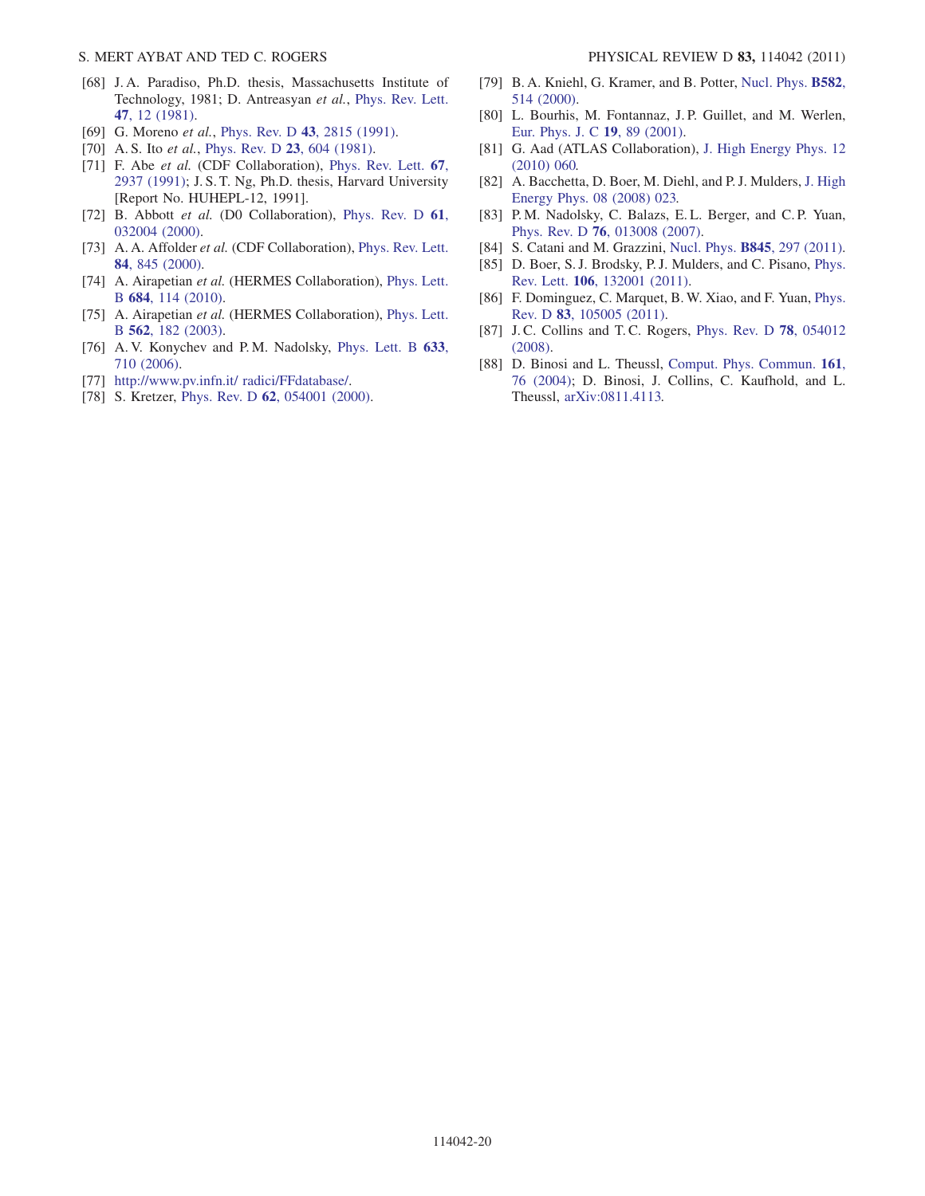[68] J. A. Paradiso, Ph.D. thesis, Massachusetts Institute of Technology, 1981; D. Antreasyan *et al.*, Phys. Rev. Lett. **47**, 12 (1981).

[69] G. Moreno *et al.*, Phys. Rev. D **43**, 2815 (1991).

[70] A. S. Ito *et al.*, Phys. Rev. D **23**, 604 (1981).

[71] F. Abe *et al.* (CDF Collaboration), Phys. Rev. Lett. **67**, 2937 (1991); J. S. T. Ng, Ph.D. thesis, Harvard University [Report No. HUHEPL-12, 1991].

[72] B. Abbott *et al.* (D0 Collaboration), Phys. Rev. D **61**, 032004 (2000).

[73] A. A. Affolder *et al.* (CDF Collaboration), Phys. Rev. Lett. **84**, 845 (2000).

[74] A. Airapetian *et al.* (HERMES Collaboration), Phys. Lett. B **684**, 114 (2010).

[75] A. Airapetian *et al.* (HERMES Collaboration), Phys. Lett. B **562**, 182 (2003).

[76] A. V. Konychev and P. M. Nadolsky, Phys. Lett. B **633**, 710 (2006).

[77] http://www.pv.infn.it/ radici/FFdatabase/.

[78] S. Kretzer, Phys. Rev. D **62**, 054001 (2000).

[79] B. A. Kniehl, G. Kramer, and B. Potter, Nucl. Phys. **B582**, 514 (2000).

[80] L. Bourhis, M. Fontannaz, J. P. Guillet, and M. Werlen, Eur. Phys. J. C **19**, 89 (2001).

[81] G. Aad (ATLAS Collaboration), J. High Energy Phys. 12 (2010) 060.

[82] A. Bacchetta, D. Boer, M. Diehl, and P. J. Mulders, J. High Energy Phys. 08 (2008) 023.

[83] P. M. Nadolsky, C. Balazs, E. L. Berger, and C. P. Yuan, Phys. Rev. D **76**, 013008 (2007).

[84] S. Catani and M. Grazzini, Nucl. Phys. **B845**, 297 (2011).

[85] D. Boer, S. J. Brodsky, P. J. Mulders, and C. Pisano, Phys. Rev. Lett. **106**, 132001 (2011).

[86] F. Dominguez, C. Marquet, B. W. Xiao, and F. Yuan, Phys. Rev. D **83**, 105005 (2011).

[87] J. C. Collins and T. C. Rogers, Phys. Rev. D **78**, 054012 (2008).

[88] D. Binosi and L. Theussl, Comput. Phys. Commun. **161**, 76 (2004); D. Binosi, J. Collins, C. Kaufhold, and L. Theussl, arXiv:0811.4113.